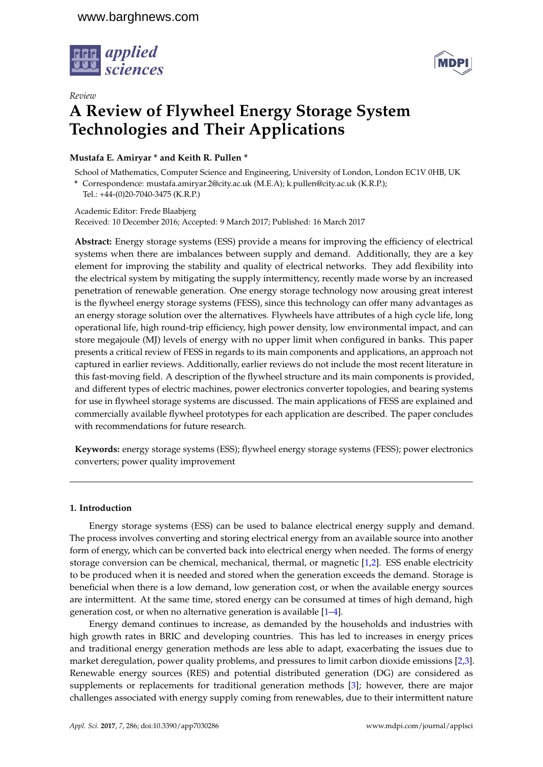Review

# A Review of Flywheel Energy Storage System Technologies and Their Applications

**Mustafa E. Amiryar * and Keith R. Pullen ***

School of Mathematics, Computer Science and Engineering, University of London, London EC1V 0HB, UK

**\*** Correspondence: mustafa.amiryar.2@city.ac.uk (M.E.A); k.pullen@city.ac.uk (K.R.P.); Tel.: +44-(0)20-7040-3475 (K.R.P.)

Academic Editor: Frede Blaabjerg
Received: 10 December 2016; Accepted: 9 March 2017; Published: 16 March 2017

**Abstract:** Energy storage systems (ESS) provide a means for improving the efficiency of electrical systems when there are imbalances between supply and demand. Additionally, they are a key element for improving the stability and quality of electrical networks. They add flexibility into the electrical system by mitigating the supply intermittency, recently made worse by an increased penetration of renewable generation. One energy storage technology now arousing great interest is the flywheel energy storage systems (FESS), since this technology can offer many advantages as an energy storage solution over the alternatives. Flywheels have attributes of a high cycle life, long operational life, high round-trip efficiency, high power density, low environmental impact, and can store megajoule (MJ) levels of energy with no upper limit when configured in banks. This paper presents a critical review of FESS in regards to its main components and applications, an approach not captured in earlier reviews. Additionally, earlier reviews do not include the most recent literature in this fast-moving field. A description of the flywheel structure and its main components is provided, and different types of electric machines, power electronics converter topologies, and bearing systems for use in flywheel storage systems are discussed. The main applications of FESS are explained and commercially available flywheel prototypes for each application are described. The paper concludes with recommendations for future research.

**Keywords:** energy storage systems (ESS); flywheel energy storage systems (FESS); power electronics converters; power quality improvement

## 1. Introduction

Energy storage systems (ESS) can be used to balance electrical energy supply and demand. The process involves converting and storing electrical energy from an available source into another form of energy, which can be converted back into electrical energy when needed. The forms of energy storage conversion can be chemical, mechanical, thermal, or magnetic [1,2]. ESS enable electricity to be produced when it is needed and stored when the generation exceeds the demand. Storage is beneficial when there is a low demand, low generation cost, or when the available energy sources are intermittent. At the same time, stored energy can be consumed at times of high demand, high generation cost, or when no alternative generation is available [1–4].

Energy demand continues to increase, as demanded by the households and industries with high growth rates in BRIC and developing countries. This has led to increases in energy prices and traditional energy generation methods are less able to adapt, exacerbating the issues due to market deregulation, power quality problems, and pressures to limit carbon dioxide emissions [2,3]. Renewable energy sources (RES) and potential distributed generation (DG) are considered as supplements or replacements for traditional generation methods [3]; however, there are major challenges associated with energy supply coming from renewables, due to their intermittent nature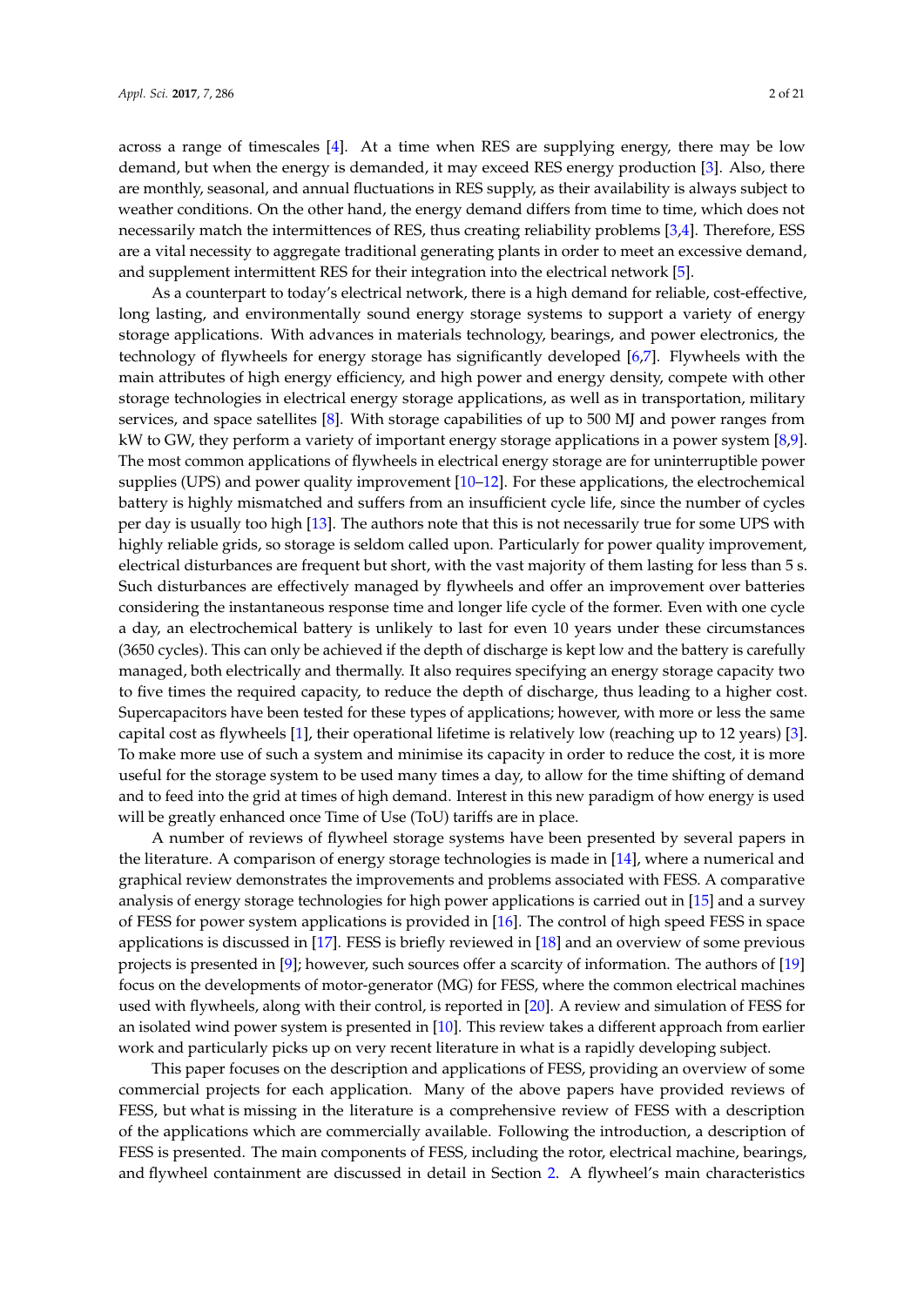across a range of timescales [4]. At a time when RES are supplying energy, there may be low demand, but when the energy is demanded, it may exceed RES energy production [3]. Also, there are monthly, seasonal, and annual fluctuations in RES supply, as their availability is always subject to weather conditions. On the other hand, the energy demand differs from time to time, which does not necessarily match the intermittences of RES, thus creating reliability problems [3,4]. Therefore, ESS are a vital necessity to aggregate traditional generating plants in order to meet an excessive demand, and supplement intermittent RES for their integration into the electrical network [5].

As a counterpart to today's electrical network, there is a high demand for reliable, cost-effective, long lasting, and environmentally sound energy storage systems to support a variety of energy storage applications. With advances in materials technology, bearings, and power electronics, the technology of flywheels for energy storage has significantly developed [6,7]. Flywheels with the main attributes of high energy efficiency, and high power and energy density, compete with other storage technologies in electrical energy storage applications, as well as in transportation, military services, and space satellites [8]. With storage capabilities of up to 500 MJ and power ranges from kW to GW, they perform a variety of important energy storage applications in a power system [8,9]. The most common applications of flywheels in electrical energy storage are for uninterruptible power supplies (UPS) and power quality improvement [10–12]. For these applications, the electrochemical battery is highly mismatched and suffers from an insufficient cycle life, since the number of cycles per day is usually too high [13]. The authors note that this is not necessarily true for some UPS with highly reliable grids, so storage is seldom called upon. Particularly for power quality improvement, electrical disturbances are frequent but short, with the vast majority of them lasting for less than 5 s. Such disturbances are effectively managed by flywheels and offer an improvement over batteries considering the instantaneous response time and longer life cycle of the former. Even with one cycle a day, an electrochemical battery is unlikely to last for even 10 years under these circumstances (3650 cycles). This can only be achieved if the depth of discharge is kept low and the battery is carefully managed, both electrically and thermally. It also requires specifying an energy storage capacity two to five times the required capacity, to reduce the depth of discharge, thus leading to a higher cost. Supercapacitors have been tested for these types of applications; however, with more or less the same capital cost as flywheels [1], their operational lifetime is relatively low (reaching up to 12 years) [3]. To make more use of such a system and minimise its capacity in order to reduce the cost, it is more useful for the storage system to be used many times a day, to allow for the time shifting of demand and to feed into the grid at times of high demand. Interest in this new paradigm of how energy is used will be greatly enhanced once Time of Use (ToU) tariffs are in place.

A number of reviews of flywheel storage systems have been presented by several papers in the literature. A comparison of energy storage technologies is made in [14], where a numerical and graphical review demonstrates the improvements and problems associated with FESS. A comparative analysis of energy storage technologies for high power applications is carried out in [15] and a survey of FESS for power system applications is provided in [16]. The control of high speed FESS in space applications is discussed in [17]. FESS is briefly reviewed in [18] and an overview of some previous projects is presented in [9]; however, such sources offer a scarcity of information. The authors of [19] focus on the developments of motor-generator (MG) for FESS, where the common electrical machines used with flywheels, along with their control, is reported in [20]. A review and simulation of FESS for an isolated wind power system is presented in [10]. This review takes a different approach from earlier work and particularly picks up on very recent literature in what is a rapidly developing subject.

This paper focuses on the description and applications of FESS, providing an overview of some commercial projects for each application. Many of the above papers have provided reviews of FESS, but what is missing in the literature is a comprehensive review of FESS with a description of the applications which are commercially available. Following the introduction, a description of FESS is presented. The main components of FESS, including the rotor, electrical machine, bearings, and flywheel containment are discussed in detail in Section 2. A flywheel's main characteristics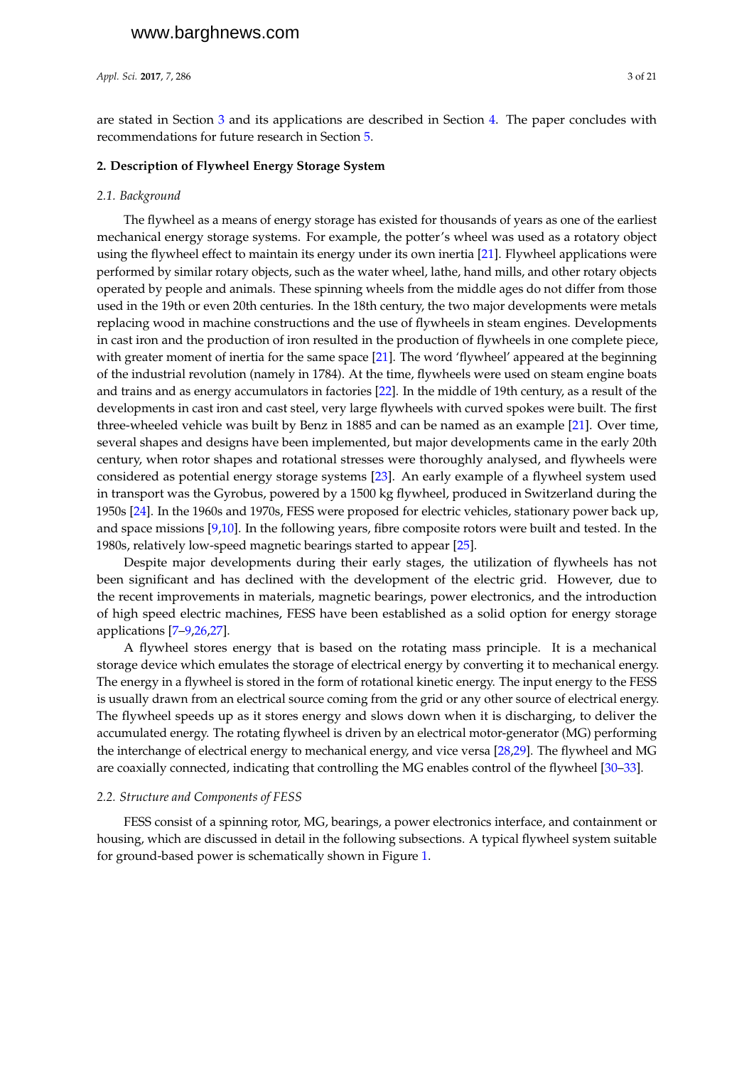are stated in Section 3 and its applications are described in Section 4. The paper concludes with recommendations for future research in Section 5.

## 2. Description of Flywheel Energy Storage System

### *2.1. Background*

The flywheel as a means of energy storage has existed for thousands of years as one of the earliest mechanical energy storage systems. For example, the potter's wheel was used as a rotatory object using the flywheel effect to maintain its energy under its own inertia [21]. Flywheel applications were performed by similar rotary objects, such as the water wheel, lathe, hand mills, and other rotary objects operated by people and animals. These spinning wheels from the middle ages do not differ from those used in the 19th or even 20th centuries. In the 18th century, the two major developments were metals replacing wood in machine constructions and the use of flywheels in steam engines. Developments in cast iron and the production of iron resulted in the production of flywheels in one complete piece, with greater moment of inertia for the same space [21]. The word 'flywheel' appeared at the beginning of the industrial revolution (namely in 1784). At the time, flywheels were used on steam engine boats and trains and as energy accumulators in factories [22]. In the middle of 19th century, as a result of the developments in cast iron and cast steel, very large flywheels with curved spokes were built. The first three-wheeled vehicle was built by Benz in 1885 and can be named as an example [21]. Over time, several shapes and designs have been implemented, but major developments came in the early 20th century, when rotor shapes and rotational stresses were thoroughly analysed, and flywheels were considered as potential energy storage systems [23]. An early example of a flywheel system used in transport was the Gyrobus, powered by a 1500 kg flywheel, produced in Switzerland during the 1950s [24]. In the 1960s and 1970s, FESS were proposed for electric vehicles, stationary power back up, and space missions [9,10]. In the following years, fibre composite rotors were built and tested. In the 1980s, relatively low-speed magnetic bearings started to appear [25].

Despite major developments during their early stages, the utilization of flywheels has not been significant and has declined with the development of the electric grid. However, due to the recent improvements in materials, magnetic bearings, power electronics, and the introduction of high speed electric machines, FESS have been established as a solid option for energy storage applications [7–9,26,27].

A flywheel stores energy that is based on the rotating mass principle. It is a mechanical storage device which emulates the storage of electrical energy by converting it to mechanical energy. The energy in a flywheel is stored in the form of rotational kinetic energy. The input energy to the FESS is usually drawn from an electrical source coming from the grid or any other source of electrical energy. The flywheel speeds up as it stores energy and slows down when it is discharging, to deliver the accumulated energy. The rotating flywheel is driven by an electrical motor-generator (MG) performing the interchange of electrical energy to mechanical energy, and vice versa [28,29]. The flywheel and MG are coaxially connected, indicating that controlling the MG enables control of the flywheel [30–33].

### *2.2. Structure and Components of FESS*

FESS consist of a spinning rotor, MG, bearings, a power electronics interface, and containment or housing, which are discussed in detail in the following subsections. A typical flywheel system suitable for ground-based power is schematically shown in Figure 1.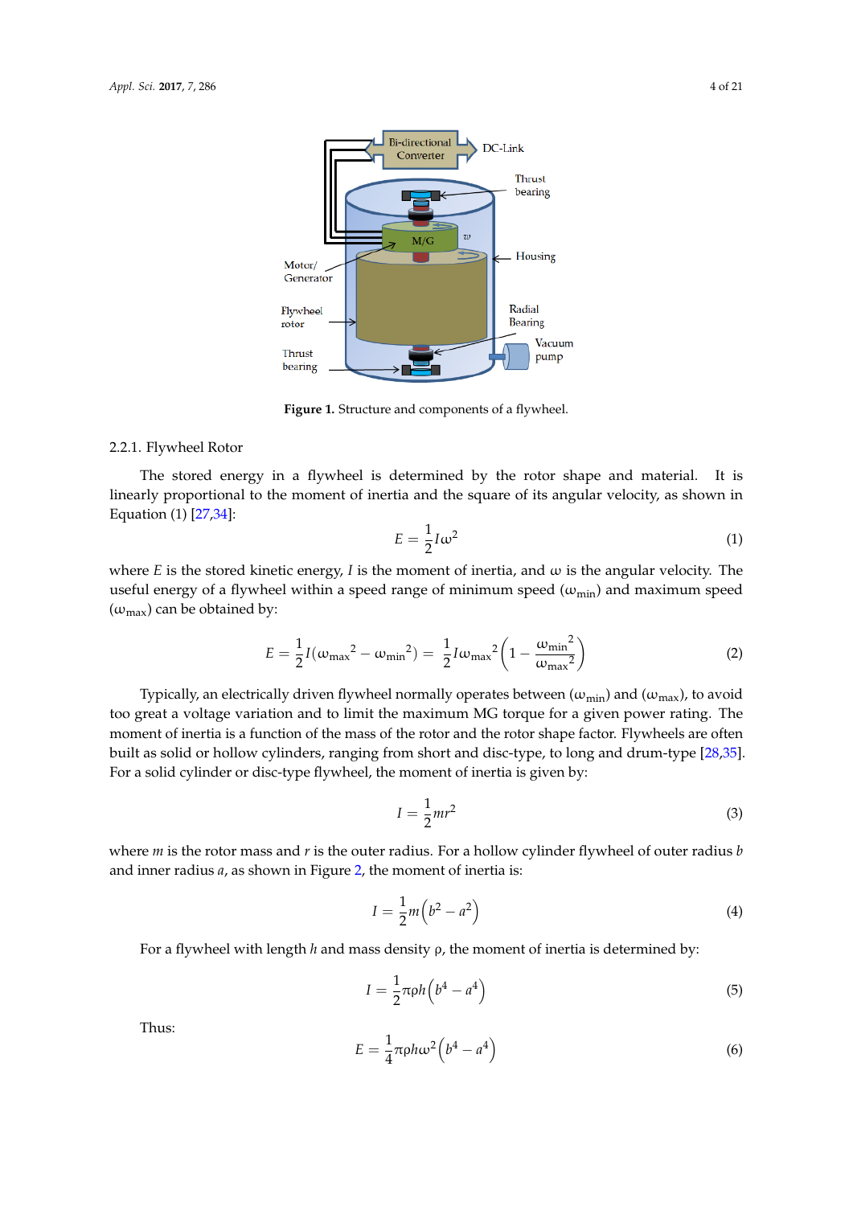**Figure 1.** Structure and components of a flywheel.

#### 2.2.1. Flywheel Rotor

The stored energy in a flywheel is determined by the rotor shape and material. It is linearly proportional to the moment of inertia and the square of its angular velocity, as shown in Equation (1) [27,34]:

$$E = \frac{1}{2} I \omega^2 \tag{1}$$

where $E$ is the stored kinetic energy, $I$ is the moment of inertia, and $\omega$ is the angular velocity. The useful energy of a flywheel within a speed range of minimum speed ($\omega_{min}$) and maximum speed ($\omega_{max}$) can be obtained by:

$$E = \frac{1}{2} I \left(\omega_{max}{}^2 - \omega_{min}{}^2\right) = \frac{1}{2} I \omega_{max}{}^2 \left(1 - \frac{\omega_{min}{}^2}{\omega_{max}{}^2}\right) \tag{2}$$

Typically, an electrically driven flywheel normally operates between ($\omega_{min}$) and ($\omega_{max}$), to avoid too great a voltage variation and to limit the maximum MG torque for a given power rating. The moment of inertia is a function of the mass of the rotor and the rotor shape factor. Flywheels are often built as solid or hollow cylinders, ranging from short and disc-type, to long and drum-type [28,35]. For a solid cylinder or disc-type flywheel, the moment of inertia is given by:

$$I = \frac{1}{2} m r^2 \tag{3}$$

where $m$ is the rotor mass and $r$ is the outer radius. For a hollow cylinder flywheel of outer radius $b$ and inner radius $a$, as shown in Figure 2, the moment of inertia is:

$$I = \frac{1}{2} m \left(b^2 - a^2\right) \tag{4}$$

For a flywheel with length $h$ and mass density $\rho$, the moment of inertia is determined by:

$$I = \frac{1}{2} \pi \rho h \left(b^4 - a^4\right) \tag{5}$$

Thus:

$$E = \frac{1}{4} \pi \rho h \omega^2 \left(b^4 - a^4\right) \tag{6}$$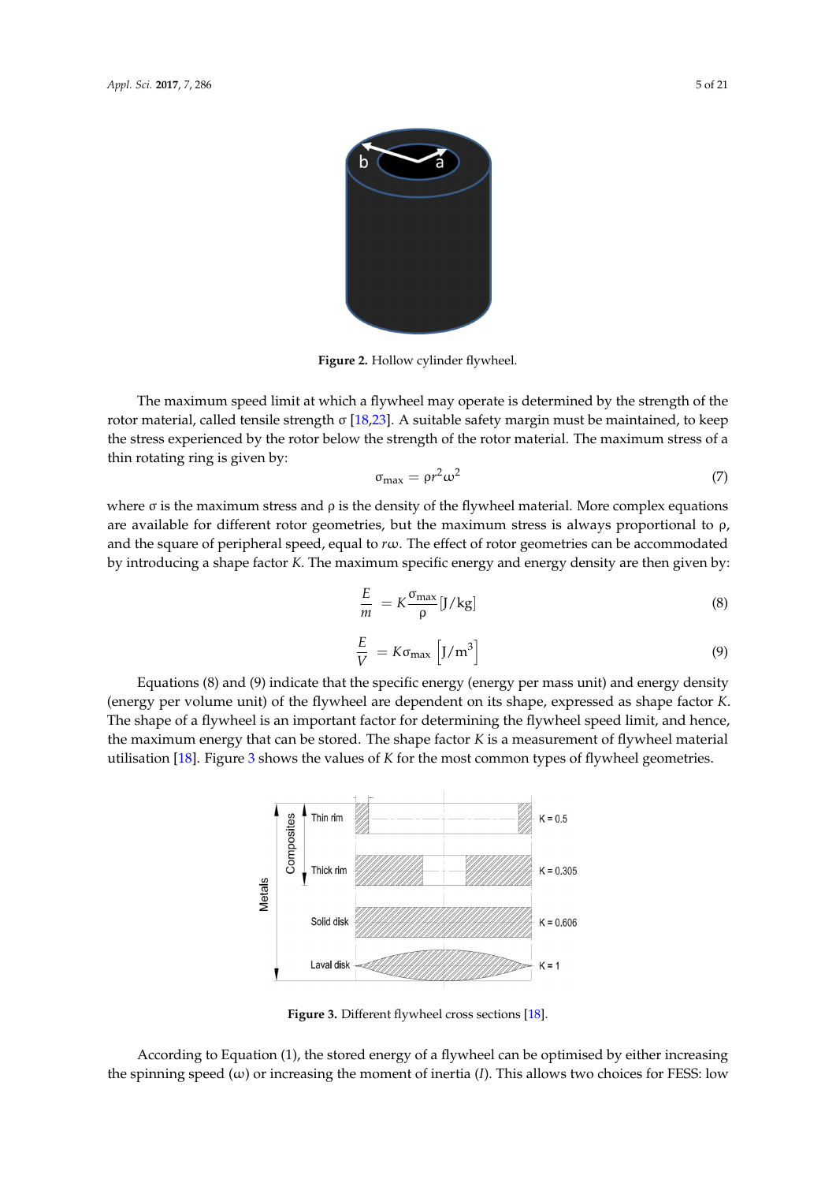**Figure 2.** Hollow cylinder flywheel.

The maximum speed limit at which a flywheel may operate is determined by the strength of the rotor material, called tensile strength σ [18,23]. A suitable safety margin must be maintained, to keep the stress experienced by the rotor below the strength of the rotor material. The maximum stress of a thin rotating ring is given by:

$$\sigma_{\max} = \rho r^2 \omega^2 \tag{7}$$

where σ is the maximum stress and ρ is the density of the flywheel material. More complex equations are available for different rotor geometries, but the maximum stress is always proportional to ρ, and the square of peripheral speed, equal to $r\omega$. The effect of rotor geometries can be accommodated by introducing a shape factor $K$. The maximum specific energy and energy density are then given by:

$$\frac{E}{m} = K\frac{\sigma_{\max}}{\rho}[\mathrm{J/kg}] \tag{8}$$

$$\frac{E}{V} = K\sigma_{\max}\left[\mathrm{J/m^3}\right] \tag{9}$$

Equations (8) and (9) indicate that the specific energy (energy per mass unit) and energy density (energy per volume unit) of the flywheel are dependent on its shape, expressed as shape factor $K$. The shape of a flywheel is an important factor for determining the flywheel speed limit, and hence, the maximum energy that can be stored. The shape factor $K$ is a measurement of flywheel material utilisation [18]. Figure 3 shows the values of $K$ for the most common types of flywheel geometries.

**Figure 3.** Different flywheel cross sections [18].

According to Equation (1), the stored energy of a flywheel can be optimised by either increasing the spinning speed (ω) or increasing the moment of inertia ($I$). This allows two choices for FESS: low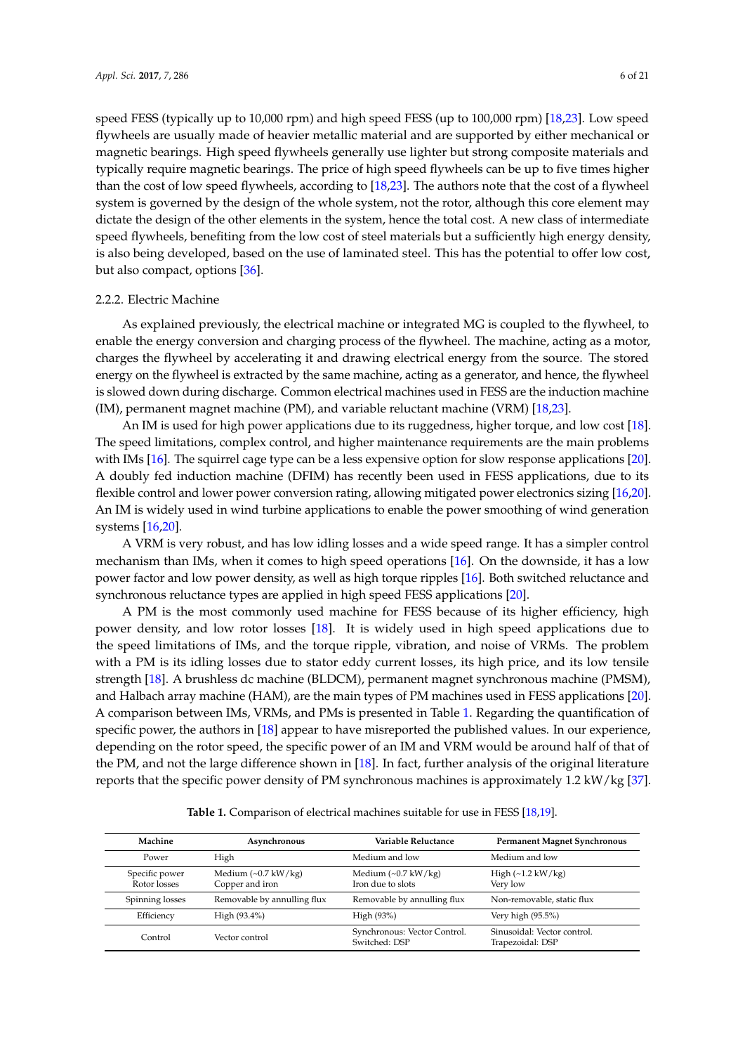speed FESS (typically up to 10,000 rpm) and high speed FESS (up to 100,000 rpm) [18,23]. Low speed flywheels are usually made of heavier metallic material and are supported by either mechanical or magnetic bearings. High speed flywheels generally use lighter but strong composite materials and typically require magnetic bearings. The price of high speed flywheels can be up to five times higher than the cost of low speed flywheels, according to [18,23]. The authors note that the cost of a flywheel system is governed by the design of the whole system, not the rotor, although this core element may dictate the design of the other elements in the system, hence the total cost. A new class of intermediate speed flywheels, benefiting from the low cost of steel materials but a sufficiently high energy density, is also being developed, based on the use of laminated steel. This has the potential to offer low cost, but also compact, options [36].

#### 2.2.2. Electric Machine

As explained previously, the electrical machine or integrated MG is coupled to the flywheel, to enable the energy conversion and charging process of the flywheel. The machine, acting as a motor, charges the flywheel by accelerating it and drawing electrical energy from the source. The stored energy on the flywheel is extracted by the same machine, acting as a generator, and hence, the flywheel is slowed down during discharge. Common electrical machines used in FESS are the induction machine (IM), permanent magnet machine (PM), and variable reluctant machine (VRM) [18,23].

An IM is used for high power applications due to its ruggedness, higher torque, and low cost [18]. The speed limitations, complex control, and higher maintenance requirements are the main problems with IMs [16]. The squirrel cage type can be a less expensive option for slow response applications [20]. A doubly fed induction machine (DFIM) has recently been used in FESS applications, due to its flexible control and lower power conversion rating, allowing mitigated power electronics sizing [16,20]. An IM is widely used in wind turbine applications to enable the power smoothing of wind generation systems [16,20].

A VRM is very robust, and has low idling losses and a wide speed range. It has a simpler control mechanism than IMs, when it comes to high speed operations [16]. On the downside, it has a low power factor and low power density, as well as high torque ripples [16]. Both switched reluctance and synchronous reluctance types are applied in high speed FESS applications [20].

A PM is the most commonly used machine for FESS because of its higher efficiency, high power density, and low rotor losses [18]. It is widely used in high speed applications due to the speed limitations of IMs, and the torque ripple, vibration, and noise of VRMs. The problem with a PM is its idling losses due to stator eddy current losses, its high price, and its low tensile strength [18]. A brushless dc machine (BLDCM), permanent magnet synchronous machine (PMSM), and Halbach array machine (HAM), are the main types of PM machines used in FESS applications [20]. A comparison between IMs, VRMs, and PMs is presented in Table 1. Regarding the quantification of specific power, the authors in [18] appear to have misreported the published values. In our experience, depending on the rotor speed, the specific power of an IM and VRM would be around half of that of the PM, and not the large difference shown in [18]. In fact, further analysis of the original literature reports that the specific power density of PM synchronous machines is approximately 1.2 kW/kg [37].

**Table 1.** Comparison of electrical machines suitable for use in FESS [18,19].

| Machine | Asynchronous | Variable Reluctance | Permanent Magnet Synchronous |
|---|---|---|---|
| Power | High | Medium and low | Medium and low |
| Specific power<br>Rotor losses | Medium (~0.7 kW/kg)<br>Copper and iron | Medium (~0.7 kW/kg)<br>Iron due to slots | High (~1.2 kW/kg)<br>Very low |
| Spinning losses | Removable by annulling flux | Removable by annulling flux | Non-removable, static flux |
| Efficiency | High (93.4%) | High (93%) | Very high (95.5%) |
| Control | Vector control | Synchronous: Vector Control.<br>Switched: DSP | Sinusoidal: Vector control.<br>Trapezoidal: DSP |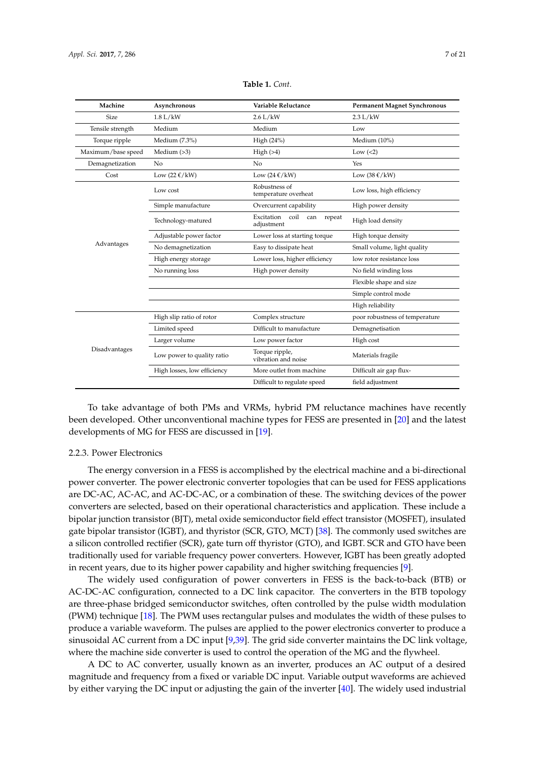**Table 1.** *Cont.*

| Machine | Asynchronous | Variable Reluctance | Permanent Magnet Synchronous |
| --- | --- | --- | --- |
| Size | 1.8 L/kW | 2.6 L/kW | 2.3 L/kW |
| Tensile strength | Medium | Medium | Low |
| Torque ripple | Medium (7.3%) | High (24%) | Medium (10%) |
| Maximum/base speed | Medium (>3) | High (>4) | Low (<2) |
| Demagnetization | No | No | Yes |
| Cost | Low (22 €/kW) | Low (24 €/kW) | Low (38 €/kW) |
| Advantages | Low cost | Robustness of temperature overheat | Low loss, high efficiency |
| | Simple manufacture | Overcurrent capability | High power density |
| | Technology-matured | Excitation coil can repeat adjustment | High load density |
| | Adjustable power factor | Lower loss at starting torque | High torque density |
| | No demagnetization | Easy to dissipate heat | Small volume, light quality |
| | High energy storage | Lower loss, higher efficiency | low rotor resistance loss |
| | No running loss | High power density | No field winding loss |
| | | | Flexible shape and size |
| | | | Simple control mode |
| | | | High reliability |
| Disadvantages | High slip ratio of rotor | Complex structure | poor robustness of temperature |
| | Limited speed | Difficult to manufacture | Demagnetisation |
| | Larger volume | Low power factor | High cost |
| | Low power to quality ratio | Torque ripple, vibration and noise | Materials fragile |
| | High losses, low efficiency | More outlet from machine | Difficult air gap flux- |
| | | Difficult to regulate speed | field adjustment |

To take advantage of both PMs and VRMs, hybrid PM reluctance machines have recently been developed. Other unconventional machine types for FESS are presented in [20] and the latest developments of MG for FESS are discussed in [19].

### 2.2.3. Power Electronics

The energy conversion in a FESS is accomplished by the electrical machine and a bi-directional power converter. The power electronic converter topologies that can be used for FESS applications are DC-AC, AC-AC, and AC-DC-AC, or a combination of these. The switching devices of the power converters are selected, based on their operational characteristics and application. These include a bipolar junction transistor (BJT), metal oxide semiconductor field effect transistor (MOSFET), insulated gate bipolar transistor (IGBT), and thyristor (SCR, GTO, MCT) [38]. The commonly used switches are a silicon controlled rectifier (SCR), gate turn off thyristor (GTO), and IGBT. SCR and GTO have been traditionally used for variable frequency power converters. However, IGBT has been greatly adopted in recent years, due to its higher power capability and higher switching frequencies [9].

The widely used configuration of power converters in FESS is the back-to-back (BTB) or AC-DC-AC configuration, connected to a DC link capacitor. The converters in the BTB topology are three-phase bridged semiconductor switches, often controlled by the pulse width modulation (PWM) technique [18]. The PWM uses rectangular pulses and modulates the width of these pulses to produce a variable waveform. The pulses are applied to the power electronics converter to produce a sinusoidal AC current from a DC input [9,39]. The grid side converter maintains the DC link voltage, where the machine side converter is used to control the operation of the MG and the flywheel.

A DC to AC converter, usually known as an inverter, produces an AC output of a desired magnitude and frequency from a fixed or variable DC input. Variable output waveforms are achieved by either varying the DC input or adjusting the gain of the inverter [40]. The widely used industrial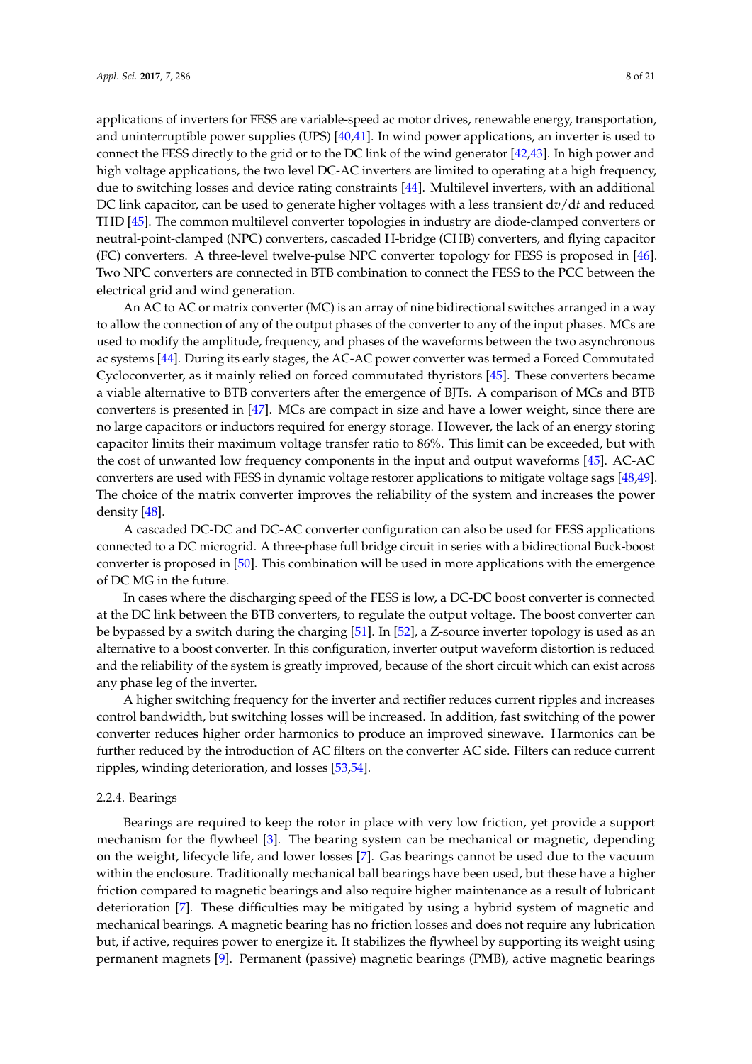applications of inverters for FESS are variable-speed ac motor drives, renewable energy, transportation, and uninterruptible power supplies (UPS) [40,41]. In wind power applications, an inverter is used to connect the FESS directly to the grid or to the DC link of the wind generator [42,43]. In high power and high voltage applications, the two level DC-AC inverters are limited to operating at a high frequency, due to switching losses and device rating constraints [44]. Multilevel inverters, with an additional DC link capacitor, can be used to generate higher voltages with a less transient $\mathrm{d}v/\mathrm{d}t$ and reduced THD [45]. The common multilevel converter topologies in industry are diode-clamped converters or neutral-point-clamped (NPC) converters, cascaded H-bridge (CHB) converters, and flying capacitor (FC) converters. A three-level twelve-pulse NPC converter topology for FESS is proposed in [46]. Two NPC converters are connected in BTB combination to connect the FESS to the PCC between the electrical grid and wind generation.

An AC to AC or matrix converter (MC) is an array of nine bidirectional switches arranged in a way to allow the connection of any of the output phases of the converter to any of the input phases. MCs are used to modify the amplitude, frequency, and phases of the waveforms between the two asynchronous ac systems [44]. During its early stages, the AC-AC power converter was termed a Forced Commutated Cycloconverter, as it mainly relied on forced commutated thyristors [45]. These converters became a viable alternative to BTB converters after the emergence of BJTs. A comparison of MCs and BTB converters is presented in [47]. MCs are compact in size and have a lower weight, since there are no large capacitors or inductors required for energy storage. However, the lack of an energy storing capacitor limits their maximum voltage transfer ratio to 86%. This limit can be exceeded, but with the cost of unwanted low frequency components in the input and output waveforms [45]. AC-AC converters are used with FESS in dynamic voltage restorer applications to mitigate voltage sags [48,49]. The choice of the matrix converter improves the reliability of the system and increases the power density [48].

A cascaded DC-DC and DC-AC converter configuration can also be used for FESS applications connected to a DC microgrid. A three-phase full bridge circuit in series with a bidirectional Buck-boost converter is proposed in [50]. This combination will be used in more applications with the emergence of DC MG in the future.

In cases where the discharging speed of the FESS is low, a DC-DC boost converter is connected at the DC link between the BTB converters, to regulate the output voltage. The boost converter can be bypassed by a switch during the charging [51]. In [52], a Z-source inverter topology is used as an alternative to a boost converter. In this configuration, inverter output waveform distortion is reduced and the reliability of the system is greatly improved, because of the short circuit which can exist across any phase leg of the inverter.

A higher switching frequency for the inverter and rectifier reduces current ripples and increases control bandwidth, but switching losses will be increased. In addition, fast switching of the power converter reduces higher order harmonics to produce an improved sinewave. Harmonics can be further reduced by the introduction of AC filters on the converter AC side. Filters can reduce current ripples, winding deterioration, and losses [53,54].

#### 2.2.4. Bearings

Bearings are required to keep the rotor in place with very low friction, yet provide a support mechanism for the flywheel [3]. The bearing system can be mechanical or magnetic, depending on the weight, lifecycle life, and lower losses [7]. Gas bearings cannot be used due to the vacuum within the enclosure. Traditionally mechanical ball bearings have been used, but these have a higher friction compared to magnetic bearings and also require higher maintenance as a result of lubricant deterioration [7]. These difficulties may be mitigated by using a hybrid system of magnetic and mechanical bearings. A magnetic bearing has no friction losses and does not require any lubrication but, if active, requires power to energize it. It stabilizes the flywheel by supporting its weight using permanent magnets [9]. Permanent (passive) magnetic bearings (PMB), active magnetic bearings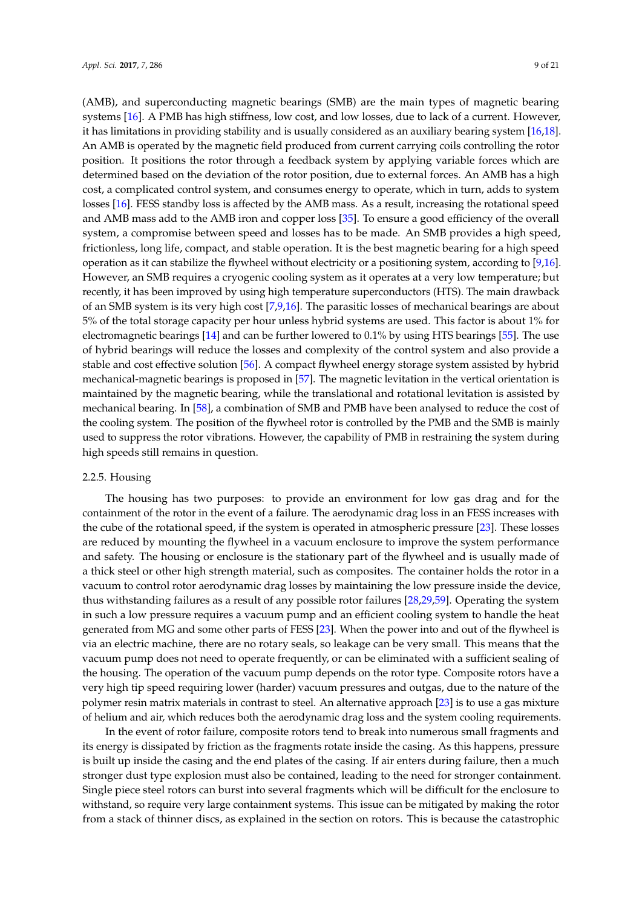(AMB), and superconducting magnetic bearings (SMB) are the main types of magnetic bearing systems [16]. A PMB has high stiffness, low cost, and low losses, due to lack of a current. However, it has limitations in providing stability and is usually considered as an auxiliary bearing system [16,18]. An AMB is operated by the magnetic field produced from current carrying coils controlling the rotor position. It positions the rotor through a feedback system by applying variable forces which are determined based on the deviation of the rotor position, due to external forces. An AMB has a high cost, a complicated control system, and consumes energy to operate, which in turn, adds to system losses [16]. FESS standby loss is affected by the AMB mass. As a result, increasing the rotational speed and AMB mass add to the AMB iron and copper loss [35]. To ensure a good efficiency of the overall system, a compromise between speed and losses has to be made. An SMB provides a high speed, frictionless, long life, compact, and stable operation. It is the best magnetic bearing for a high speed operation as it can stabilize the flywheel without electricity or a positioning system, according to [9,16]. However, an SMB requires a cryogenic cooling system as it operates at a very low temperature; but recently, it has been improved by using high temperature superconductors (HTS). The main drawback of an SMB system is its very high cost [7,9,16]. The parasitic losses of mechanical bearings are about 5% of the total storage capacity per hour unless hybrid systems are used. This factor is about 1% for electromagnetic bearings [14] and can be further lowered to 0.1% by using HTS bearings [55]. The use of hybrid bearings will reduce the losses and complexity of the control system and also provide a stable and cost effective solution [56]. A compact flywheel energy storage system assisted by hybrid mechanical-magnetic bearings is proposed in [57]. The magnetic levitation in the vertical orientation is maintained by the magnetic bearing, while the translational and rotational levitation is assisted by mechanical bearing. In [58], a combination of SMB and PMB have been analysed to reduce the cost of the cooling system. The position of the flywheel rotor is controlled by the PMB and the SMB is mainly used to suppress the rotor vibrations. However, the capability of PMB in restraining the system during high speeds still remains in question.

#### 2.2.5. Housing

The housing has two purposes: to provide an environment for low gas drag and for the containment of the rotor in the event of a failure. The aerodynamic drag loss in an FESS increases with the cube of the rotational speed, if the system is operated in atmospheric pressure [23]. These losses are reduced by mounting the flywheel in a vacuum enclosure to improve the system performance and safety. The housing or enclosure is the stationary part of the flywheel and is usually made of a thick steel or other high strength material, such as composites. The container holds the rotor in a vacuum to control rotor aerodynamic drag losses by maintaining the low pressure inside the device, thus withstanding failures as a result of any possible rotor failures [28,29,59]. Operating the system in such a low pressure requires a vacuum pump and an efficient cooling system to handle the heat generated from MG and some other parts of FESS [23]. When the power into and out of the flywheel is via an electric machine, there are no rotary seals, so leakage can be very small. This means that the vacuum pump does not need to operate frequently, or can be eliminated with a sufficient sealing of the housing. The operation of the vacuum pump depends on the rotor type. Composite rotors have a very high tip speed requiring lower (harder) vacuum pressures and outgas, due to the nature of the polymer resin matrix materials in contrast to steel. An alternative approach [23] is to use a gas mixture of helium and air, which reduces both the aerodynamic drag loss and the system cooling requirements.

In the event of rotor failure, composite rotors tend to break into numerous small fragments and its energy is dissipated by friction as the fragments rotate inside the casing. As this happens, pressure is built up inside the casing and the end plates of the casing. If air enters during failure, then a much stronger dust type explosion must also be contained, leading to the need for stronger containment. Single piece steel rotors can burst into several fragments which will be difficult for the enclosure to withstand, so require very large containment systems. This issue can be mitigated by making the rotor from a stack of thinner discs, as explained in the section on rotors. This is because the catastrophic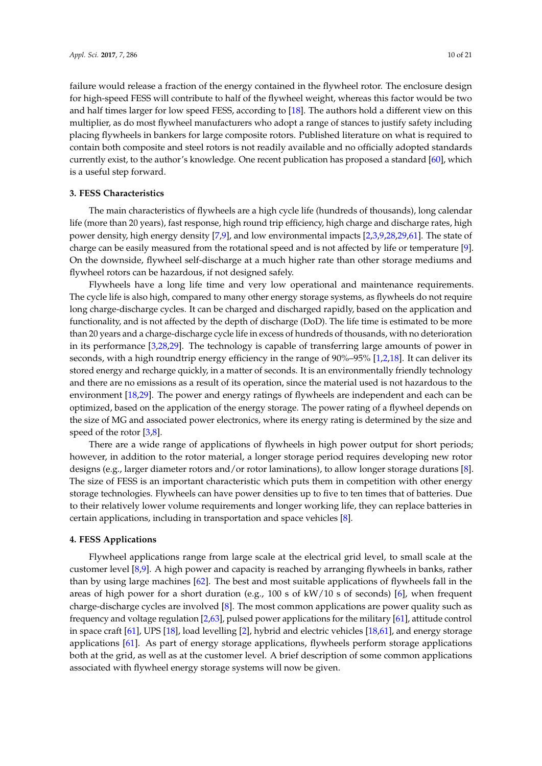failure would release a fraction of the energy contained in the flywheel rotor. The enclosure design for high-speed FESS will contribute to half of the flywheel weight, whereas this factor would be two and half times larger for low speed FESS, according to [18]. The authors hold a different view on this multiplier, as do most flywheel manufacturers who adopt a range of stances to justify safety including placing flywheels in bankers for large composite rotors. Published literature on what is required to contain both composite and steel rotors is not readily available and no officially adopted standards currently exist, to the author's knowledge. One recent publication has proposed a standard [60], which is a useful step forward.

## 3. FESS Characteristics

The main characteristics of flywheels are a high cycle life (hundreds of thousands), long calendar life (more than 20 years), fast response, high round trip efficiency, high charge and discharge rates, high power density, high energy density [7,9], and low environmental impacts [2,3,9,28,29,61]. The state of charge can be easily measured from the rotational speed and is not affected by life or temperature [9]. On the downside, flywheel self-discharge at a much higher rate than other storage mediums and flywheel rotors can be hazardous, if not designed safely.

Flywheels have a long life time and very low operational and maintenance requirements. The cycle life is also high, compared to many other energy storage systems, as flywheels do not require long charge-discharge cycles. It can be charged and discharged rapidly, based on the application and functionality, and is not affected by the depth of discharge (DoD). The life time is estimated to be more than 20 years and a charge-discharge cycle life in excess of hundreds of thousands, with no deterioration in its performance [3,28,29]. The technology is capable of transferring large amounts of power in seconds, with a high roundtrip energy efficiency in the range of 90%–95% [1,2,18]. It can deliver its stored energy and recharge quickly, in a matter of seconds. It is an environmentally friendly technology and there are no emissions as a result of its operation, since the material used is not hazardous to the environment [18,29]. The power and energy ratings of flywheels are independent and each can be optimized, based on the application of the energy storage. The power rating of a flywheel depends on the size of MG and associated power electronics, where its energy rating is determined by the size and speed of the rotor [3,8].

There are a wide range of applications of flywheels in high power output for short periods; however, in addition to the rotor material, a longer storage period requires developing new rotor designs (e.g., larger diameter rotors and/or rotor laminations), to allow longer storage durations [8]. The size of FESS is an important characteristic which puts them in competition with other energy storage technologies. Flywheels can have power densities up to five to ten times that of batteries. Due to their relatively lower volume requirements and longer working life, they can replace batteries in certain applications, including in transportation and space vehicles [8].

## 4. FESS Applications

Flywheel applications range from large scale at the electrical grid level, to small scale at the customer level [8,9]. A high power and capacity is reached by arranging flywheels in banks, rather than by using large machines [62]. The best and most suitable applications of flywheels fall in the areas of high power for a short duration (e.g., 100 s of kW/10 s of seconds) [6], when frequent charge-discharge cycles are involved [8]. The most common applications are power quality such as frequency and voltage regulation [2,63], pulsed power applications for the military [61], attitude control in space craft [61], UPS [18], load levelling [2], hybrid and electric vehicles [18,61], and energy storage applications [61]. As part of energy storage applications, flywheels perform storage applications both at the grid, as well as at the customer level. A brief description of some common applications associated with flywheel energy storage systems will now be given.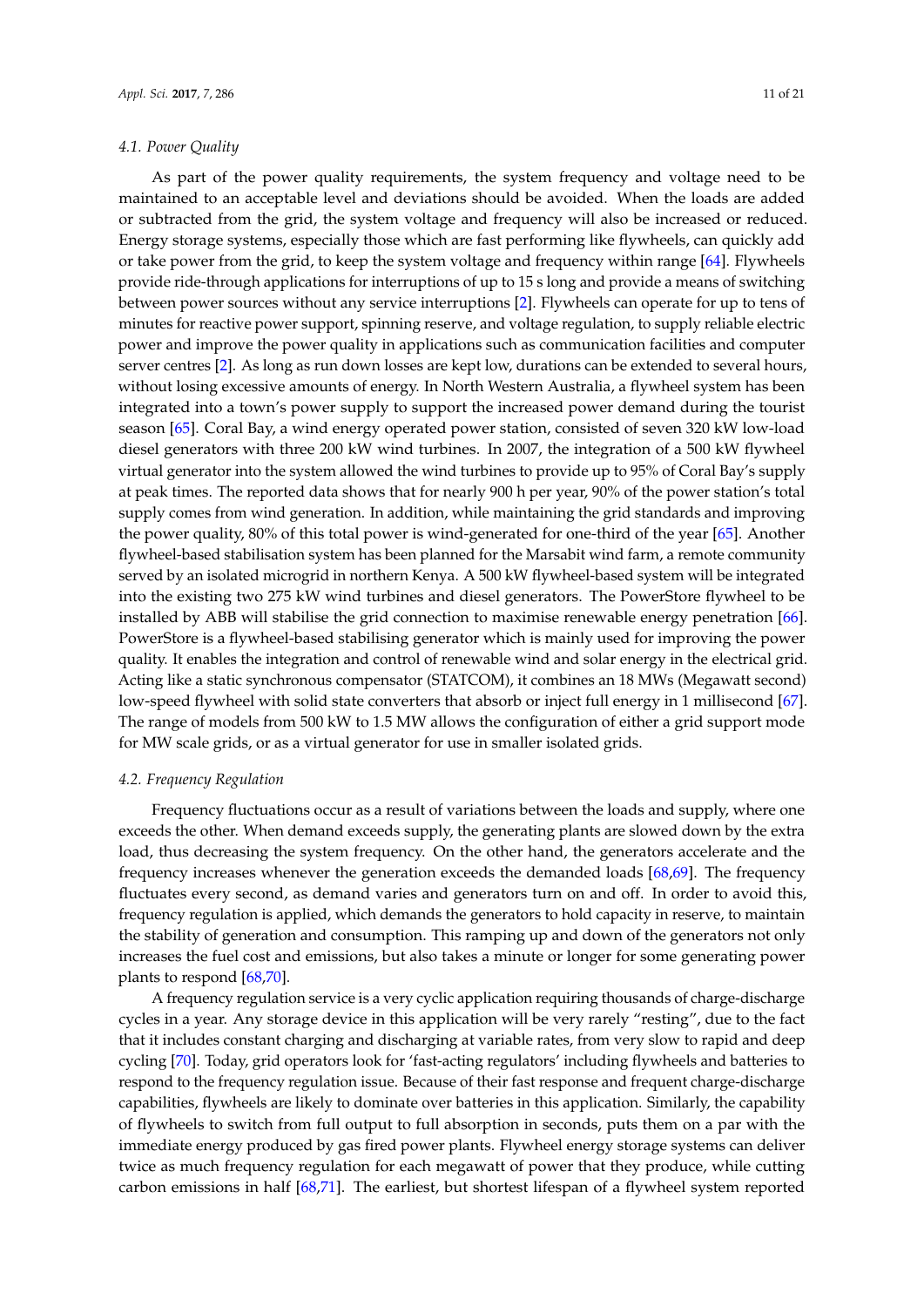### 4.1. Power Quality

As part of the power quality requirements, the system frequency and voltage need to be maintained to an acceptable level and deviations should be avoided. When the loads are added or subtracted from the grid, the system voltage and frequency will also be increased or reduced. Energy storage systems, especially those which are fast performing like flywheels, can quickly add or take power from the grid, to keep the system voltage and frequency within range [64]. Flywheels provide ride-through applications for interruptions of up to 15 s long and provide a means of switching between power sources without any service interruptions [2]. Flywheels can operate for up to tens of minutes for reactive power support, spinning reserve, and voltage regulation, to supply reliable electric power and improve the power quality in applications such as communication facilities and computer server centres [2]. As long as run down losses are kept low, durations can be extended to several hours, without losing excessive amounts of energy. In North Western Australia, a flywheel system has been integrated into a town's power supply to support the increased power demand during the tourist season [65]. Coral Bay, a wind energy operated power station, consisted of seven 320 kW low-load diesel generators with three 200 kW wind turbines. In 2007, the integration of a 500 kW flywheel virtual generator into the system allowed the wind turbines to provide up to 95% of Coral Bay's supply at peak times. The reported data shows that for nearly 900 h per year, 90% of the power station's total supply comes from wind generation. In addition, while maintaining the grid standards and improving the power quality, 80% of this total power is wind-generated for one-third of the year [65]. Another flywheel-based stabilisation system has been planned for the Marsabit wind farm, a remote community served by an isolated microgrid in northern Kenya. A 500 kW flywheel-based system will be integrated into the existing two 275 kW wind turbines and diesel generators. The PowerStore flywheel to be installed by ABB will stabilise the grid connection to maximise renewable energy penetration [66]. PowerStore is a flywheel-based stabilising generator which is mainly used for improving the power quality. It enables the integration and control of renewable wind and solar energy in the electrical grid. Acting like a static synchronous compensator (STATCOM), it combines an 18 MWs (Megawatt second) low-speed flywheel with solid state converters that absorb or inject full energy in 1 millisecond [67]. The range of models from 500 kW to 1.5 MW allows the configuration of either a grid support mode for MW scale grids, or as a virtual generator for use in smaller isolated grids.

### 4.2. Frequency Regulation

Frequency fluctuations occur as a result of variations between the loads and supply, where one exceeds the other. When demand exceeds supply, the generating plants are slowed down by the extra load, thus decreasing the system frequency. On the other hand, the generators accelerate and the frequency increases whenever the generation exceeds the demanded loads [68,69]. The frequency fluctuates every second, as demand varies and generators turn on and off. In order to avoid this, frequency regulation is applied, which demands the generators to hold capacity in reserve, to maintain the stability of generation and consumption. This ramping up and down of the generators not only increases the fuel cost and emissions, but also takes a minute or longer for some generating power plants to respond [68,70].

A frequency regulation service is a very cyclic application requiring thousands of charge-discharge cycles in a year. Any storage device in this application will be very rarely "resting", due to the fact that it includes constant charging and discharging at variable rates, from very slow to rapid and deep cycling [70]. Today, grid operators look for 'fast-acting regulators' including flywheels and batteries to respond to the frequency regulation issue. Because of their fast response and frequent charge-discharge capabilities, flywheels are likely to dominate over batteries in this application. Similarly, the capability of flywheels to switch from full output to full absorption in seconds, puts them on a par with the immediate energy produced by gas fired power plants. Flywheel energy storage systems can deliver twice as much frequency regulation for each megawatt of power that they produce, while cutting carbon emissions in half [68,71]. The earliest, but shortest lifespan of a flywheel system reported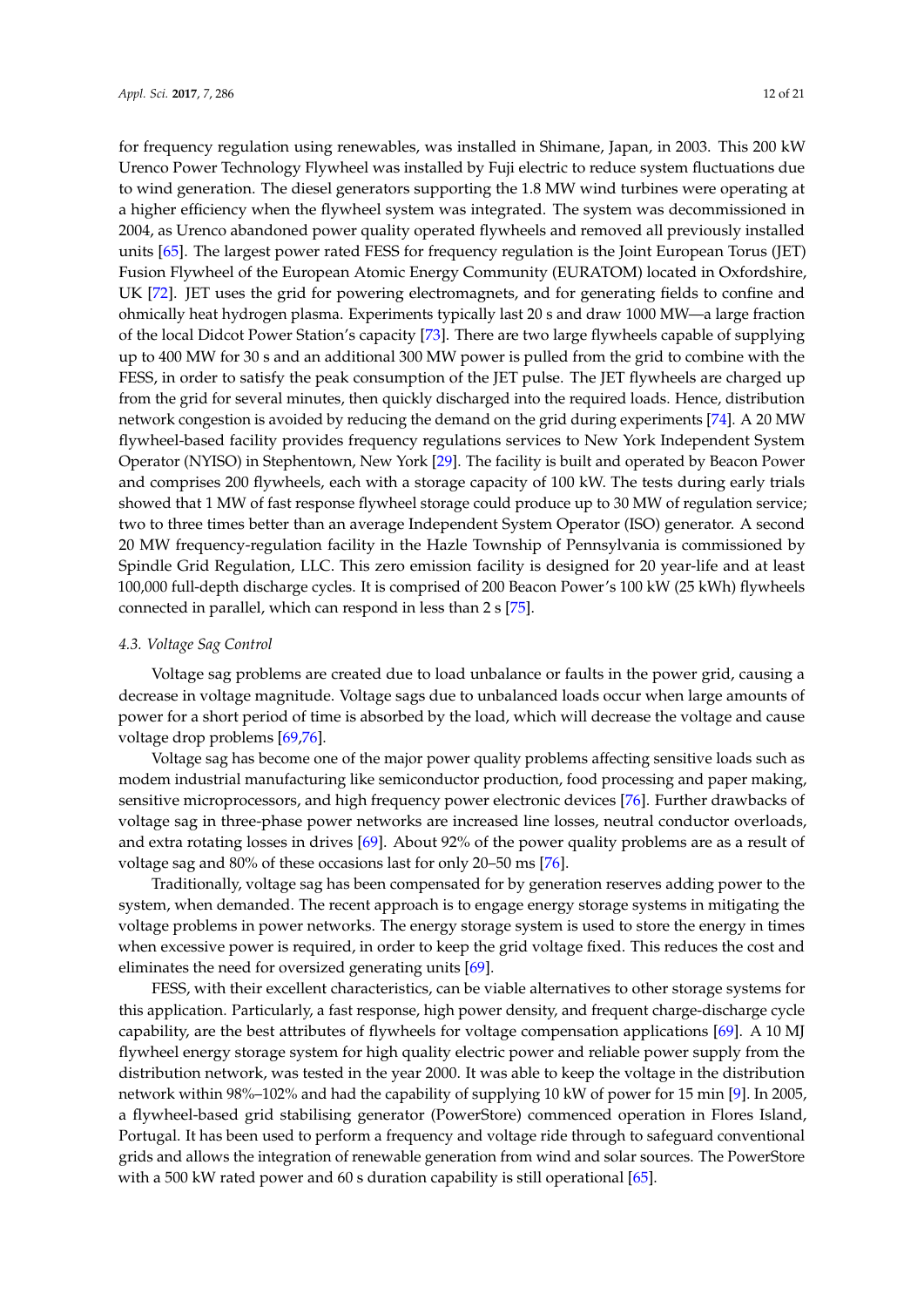for frequency regulation using renewables, was installed in Shimane, Japan, in 2003. This 200 kW Urenco Power Technology Flywheel was installed by Fuji electric to reduce system fluctuations due to wind generation. The diesel generators supporting the 1.8 MW wind turbines were operating at a higher efficiency when the flywheel system was integrated. The system was decommissioned in 2004, as Urenco abandoned power quality operated flywheels and removed all previously installed units [65]. The largest power rated FESS for frequency regulation is the Joint European Torus (JET) Fusion Flywheel of the European Atomic Energy Community (EURATOM) located in Oxfordshire, UK [72]. JET uses the grid for powering electromagnets, and for generating fields to confine and ohmically heat hydrogen plasma. Experiments typically last 20 s and draw 1000 MW—a large fraction of the local Didcot Power Station's capacity [73]. There are two large flywheels capable of supplying up to 400 MW for 30 s and an additional 300 MW power is pulled from the grid to combine with the FESS, in order to satisfy the peak consumption of the JET pulse. The JET flywheels are charged up from the grid for several minutes, then quickly discharged into the required loads. Hence, distribution network congestion is avoided by reducing the demand on the grid during experiments [74]. A 20 MW flywheel-based facility provides frequency regulations services to New York Independent System Operator (NYISO) in Stephentown, New York [29]. The facility is built and operated by Beacon Power and comprises 200 flywheels, each with a storage capacity of 100 kW. The tests during early trials showed that 1 MW of fast response flywheel storage could produce up to 30 MW of regulation service; two to three times better than an average Independent System Operator (ISO) generator. A second 20 MW frequency-regulation facility in the Hazle Township of Pennsylvania is commissioned by Spindle Grid Regulation, LLC. This zero emission facility is designed for 20 year-life and at least 100,000 full-depth discharge cycles. It is comprised of 200 Beacon Power's 100 kW (25 kWh) flywheels connected in parallel, which can respond in less than 2 s [75].

### 4.3. Voltage Sag Control

Voltage sag problems are created due to load unbalance or faults in the power grid, causing a decrease in voltage magnitude. Voltage sags due to unbalanced loads occur when large amounts of power for a short period of time is absorbed by the load, which will decrease the voltage and cause voltage drop problems [69,76].

Voltage sag has become one of the major power quality problems affecting sensitive loads such as modem industrial manufacturing like semiconductor production, food processing and paper making, sensitive microprocessors, and high frequency power electronic devices [76]. Further drawbacks of voltage sag in three-phase power networks are increased line losses, neutral conductor overloads, and extra rotating losses in drives [69]. About 92% of the power quality problems are as a result of voltage sag and 80% of these occasions last for only 20–50 ms [76].

Traditionally, voltage sag has been compensated for by generation reserves adding power to the system, when demanded. The recent approach is to engage energy storage systems in mitigating the voltage problems in power networks. The energy storage system is used to store the energy in times when excessive power is required, in order to keep the grid voltage fixed. This reduces the cost and eliminates the need for oversized generating units [69].

FESS, with their excellent characteristics, can be viable alternatives to other storage systems for this application. Particularly, a fast response, high power density, and frequent charge-discharge cycle capability, are the best attributes of flywheels for voltage compensation applications [69]. A 10 MJ flywheel energy storage system for high quality electric power and reliable power supply from the distribution network, was tested in the year 2000. It was able to keep the voltage in the distribution network within 98%–102% and had the capability of supplying 10 kW of power for 15 min [9]. In 2005, a flywheel-based grid stabilising generator (PowerStore) commenced operation in Flores Island, Portugal. It has been used to perform a frequency and voltage ride through to safeguard conventional grids and allows the integration of renewable generation from wind and solar sources. The PowerStore with a 500 kW rated power and 60 s duration capability is still operational [65].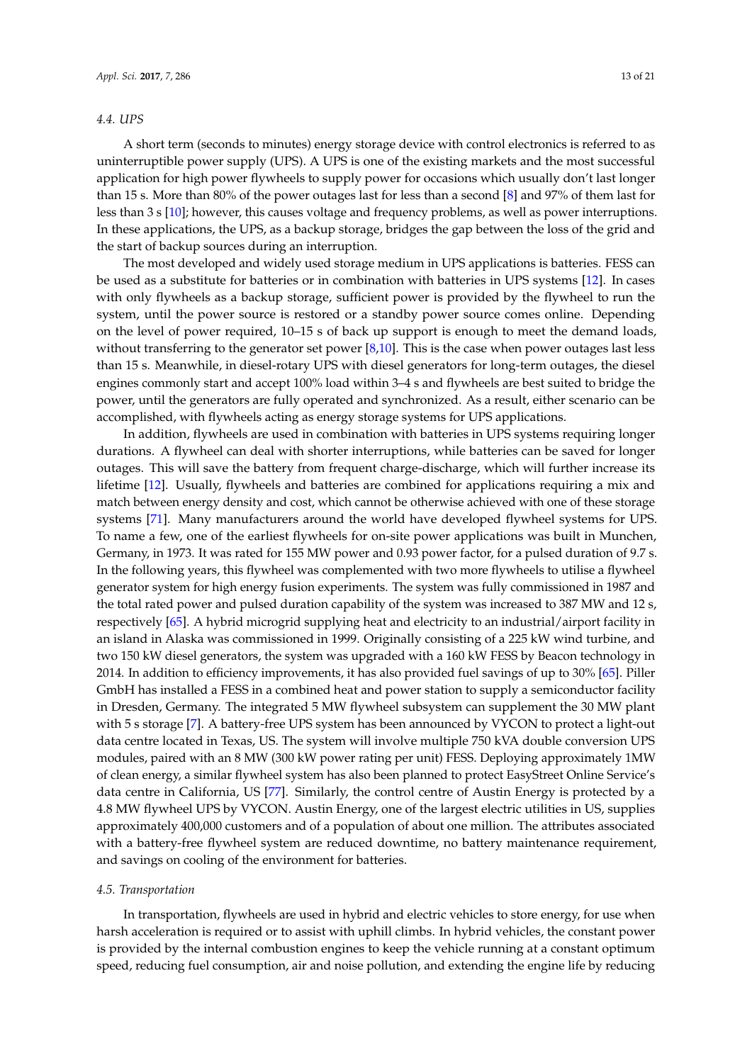### 4.4. UPS

A short term (seconds to minutes) energy storage device with control electronics is referred to as uninterruptible power supply (UPS). A UPS is one of the existing markets and the most successful application for high power flywheels to supply power for occasions which usually don't last longer than 15 s. More than 80% of the power outages last for less than a second [8] and 97% of them last for less than 3 s [10]; however, this causes voltage and frequency problems, as well as power interruptions. In these applications, the UPS, as a backup storage, bridges the gap between the loss of the grid and the start of backup sources during an interruption.

The most developed and widely used storage medium in UPS applications is batteries. FESS can be used as a substitute for batteries or in combination with batteries in UPS systems [12]. In cases with only flywheels as a backup storage, sufficient power is provided by the flywheel to run the system, until the power source is restored or a standby power source comes online. Depending on the level of power required, 10–15 s of back up support is enough to meet the demand loads, without transferring to the generator set power [8,10]. This is the case when power outages last less than 15 s. Meanwhile, in diesel-rotary UPS with diesel generators for long-term outages, the diesel engines commonly start and accept 100% load within 3–4 s and flywheels are best suited to bridge the power, until the generators are fully operated and synchronized. As a result, either scenario can be accomplished, with flywheels acting as energy storage systems for UPS applications.

In addition, flywheels are used in combination with batteries in UPS systems requiring longer durations. A flywheel can deal with shorter interruptions, while batteries can be saved for longer outages. This will save the battery from frequent charge-discharge, which will further increase its lifetime [12]. Usually, flywheels and batteries are combined for applications requiring a mix and match between energy density and cost, which cannot be otherwise achieved with one of these storage systems [71]. Many manufacturers around the world have developed flywheel systems for UPS. To name a few, one of the earliest flywheels for on-site power applications was built in Munchen, Germany, in 1973. It was rated for 155 MW power and 0.93 power factor, for a pulsed duration of 9.7 s. In the following years, this flywheel was complemented with two more flywheels to utilise a flywheel generator system for high energy fusion experiments. The system was fully commissioned in 1987 and the total rated power and pulsed duration capability of the system was increased to 387 MW and 12 s, respectively [65]. A hybrid microgrid supplying heat and electricity to an industrial/airport facility in an island in Alaska was commissioned in 1999. Originally consisting of a 225 kW wind turbine, and two 150 kW diesel generators, the system was upgraded with a 160 kW FESS by Beacon technology in 2014. In addition to efficiency improvements, it has also provided fuel savings of up to 30% [65]. Piller GmbH has installed a FESS in a combined heat and power station to supply a semiconductor facility in Dresden, Germany. The integrated 5 MW flywheel subsystem can supplement the 30 MW plant with 5 s storage [7]. A battery-free UPS system has been announced by VYCON to protect a light-out data centre located in Texas, US. The system will involve multiple 750 kVA double conversion UPS modules, paired with an 8 MW (300 kW power rating per unit) FESS. Deploying approximately 1MW of clean energy, a similar flywheel system has also been planned to protect EasyStreet Online Service's data centre in California, US [77]. Similarly, the control centre of Austin Energy is protected by a 4.8 MW flywheel UPS by VYCON. Austin Energy, one of the largest electric utilities in US, supplies approximately 400,000 customers and of a population of about one million. The attributes associated with a battery-free flywheel system are reduced downtime, no battery maintenance requirement, and savings on cooling of the environment for batteries.

### 4.5. Transportation

In transportation, flywheels are used in hybrid and electric vehicles to store energy, for use when harsh acceleration is required or to assist with uphill climbs. In hybrid vehicles, the constant power is provided by the internal combustion engines to keep the vehicle running at a constant optimum speed, reducing fuel consumption, air and noise pollution, and extending the engine life by reducing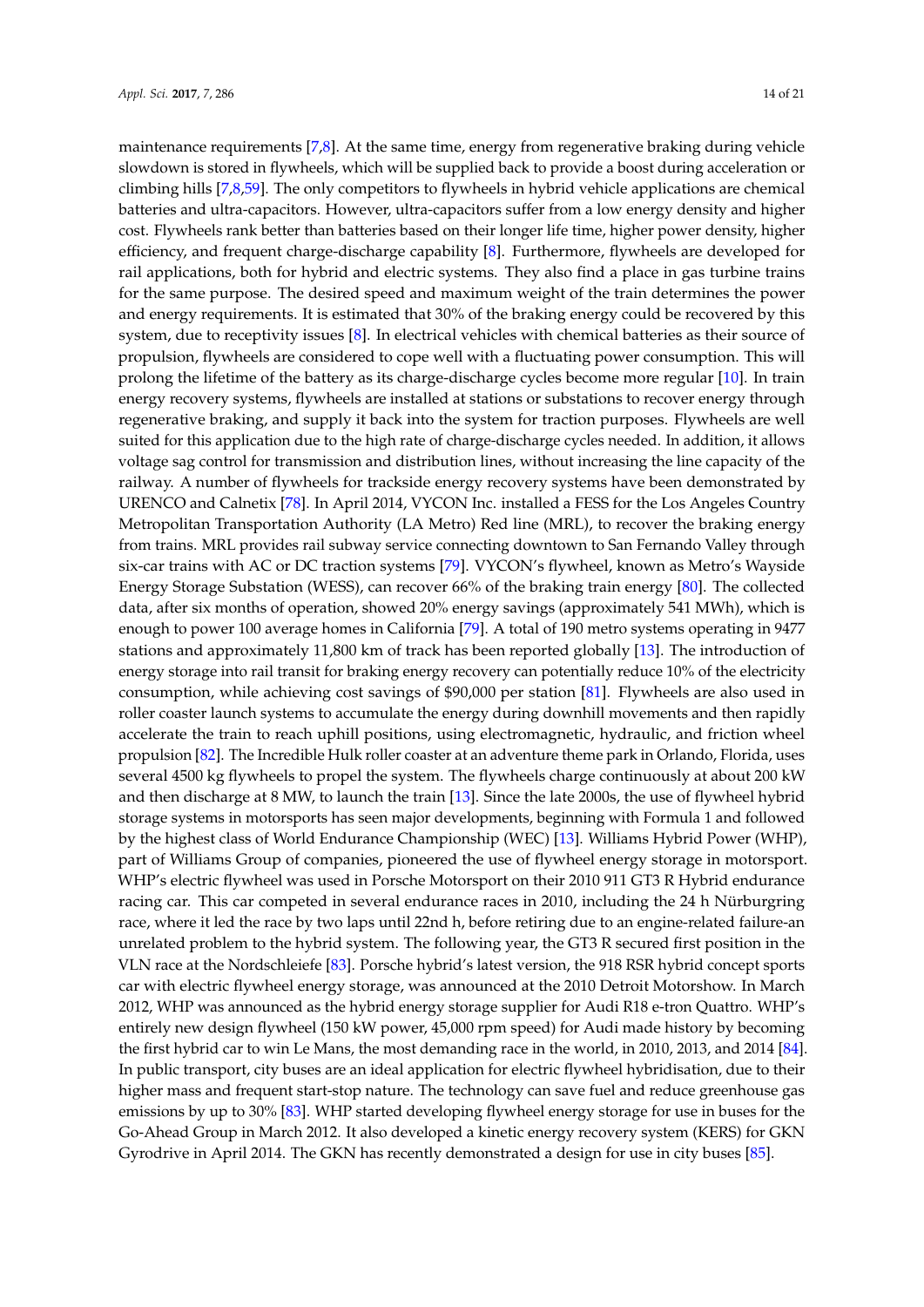maintenance requirements [7,8]. At the same time, energy from regenerative braking during vehicle slowdown is stored in flywheels, which will be supplied back to provide a boost during acceleration or climbing hills [7,8,59]. The only competitors to flywheels in hybrid vehicle applications are chemical batteries and ultra-capacitors. However, ultra-capacitors suffer from a low energy density and higher cost. Flywheels rank better than batteries based on their longer life time, higher power density, higher efficiency, and frequent charge-discharge capability [8]. Furthermore, flywheels are developed for rail applications, both for hybrid and electric systems. They also find a place in gas turbine trains for the same purpose. The desired speed and maximum weight of the train determines the power and energy requirements. It is estimated that 30% of the braking energy could be recovered by this system, due to receptivity issues [8]. In electrical vehicles with chemical batteries as their source of propulsion, flywheels are considered to cope well with a fluctuating power consumption. This will prolong the lifetime of the battery as its charge-discharge cycles become more regular [10]. In train energy recovery systems, flywheels are installed at stations or substations to recover energy through regenerative braking, and supply it back into the system for traction purposes. Flywheels are well suited for this application due to the high rate of charge-discharge cycles needed. In addition, it allows voltage sag control for transmission and distribution lines, without increasing the line capacity of the railway. A number of flywheels for trackside energy recovery systems have been demonstrated by URENCO and Calnetix [78]. In April 2014, VYCON Inc. installed a FESS for the Los Angeles Country Metropolitan Transportation Authority (LA Metro) Red line (MRL), to recover the braking energy from trains. MRL provides rail subway service connecting downtown to San Fernando Valley through six-car trains with AC or DC traction systems [79]. VYCON's flywheel, known as Metro's Wayside Energy Storage Substation (WESS), can recover 66% of the braking train energy [80]. The collected data, after six months of operation, showed 20% energy savings (approximately 541 MWh), which is enough to power 100 average homes in California [79]. A total of 190 metro systems operating in 9477 stations and approximately 11,800 km of track has been reported globally [13]. The introduction of energy storage into rail transit for braking energy recovery can potentially reduce 10% of the electricity consumption, while achieving cost savings of $90,000 per station [81]. Flywheels are also used in roller coaster launch systems to accumulate the energy during downhill movements and then rapidly accelerate the train to reach uphill positions, using electromagnetic, hydraulic, and friction wheel propulsion [82]. The Incredible Hulk roller coaster at an adventure theme park in Orlando, Florida, uses several 4500 kg flywheels to propel the system. The flywheels charge continuously at about 200 kW and then discharge at 8 MW, to launch the train [13]. Since the late 2000s, the use of flywheel hybrid storage systems in motorsports has seen major developments, beginning with Formula 1 and followed by the highest class of World Endurance Championship (WEC) [13]. Williams Hybrid Power (WHP), part of Williams Group of companies, pioneered the use of flywheel energy storage in motorsport. WHP's electric flywheel was used in Porsche Motorsport on their 2010 911 GT3 R Hybrid endurance racing car. This car competed in several endurance races in 2010, including the 24 h Nürburgring race, where it led the race by two laps until 22nd h, before retiring due to an engine-related failure-an unrelated problem to the hybrid system. The following year, the GT3 R secured first position in the VLN race at the Nordschleiefe [83]. Porsche hybrid's latest version, the 918 RSR hybrid concept sports car with electric flywheel energy storage, was announced at the 2010 Detroit Motorshow. In March 2012, WHP was announced as the hybrid energy storage supplier for Audi R18 e-tron Quattro. WHP's entirely new design flywheel (150 kW power, 45,000 rpm speed) for Audi made history by becoming the first hybrid car to win Le Mans, the most demanding race in the world, in 2010, 2013, and 2014 [84]. In public transport, city buses are an ideal application for electric flywheel hybridisation, due to their higher mass and frequent start-stop nature. The technology can save fuel and reduce greenhouse gas emissions by up to 30% [83]. WHP started developing flywheel energy storage for use in buses for the Go-Ahead Group in March 2012. It also developed a kinetic energy recovery system (KERS) for GKN Gyrodrive in April 2014. The GKN has recently demonstrated a design for use in city buses [85].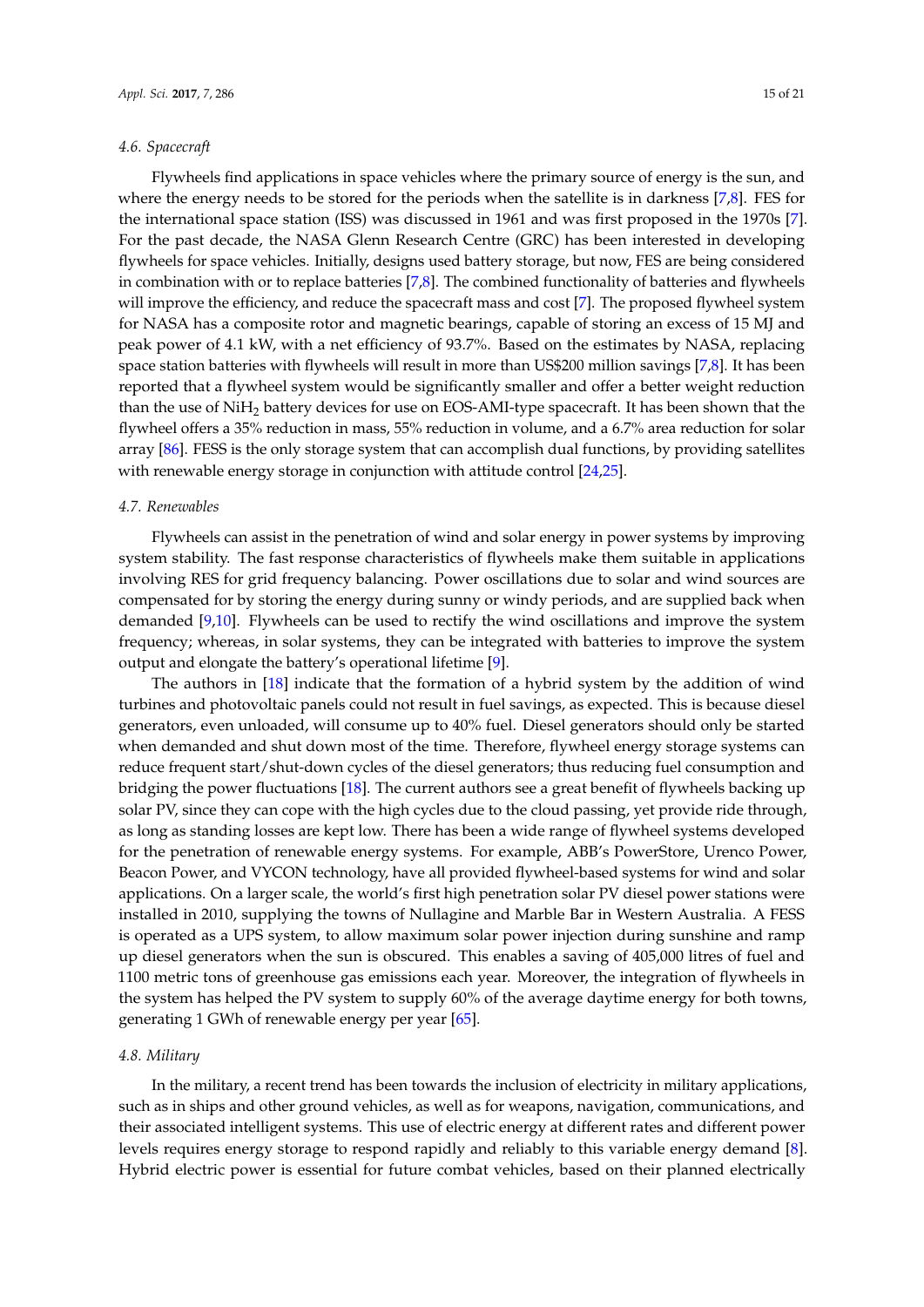### 4.6. Spacecraft

Flywheels find applications in space vehicles where the primary source of energy is the sun, and where the energy needs to be stored for the periods when the satellite is in darkness [7,8]. FES for the international space station (ISS) was discussed in 1961 and was first proposed in the 1970s [7]. For the past decade, the NASA Glenn Research Centre (GRC) has been interested in developing flywheels for space vehicles. Initially, designs used battery storage, but now, FES are being considered in combination with or to replace batteries [7,8]. The combined functionality of batteries and flywheels will improve the efficiency, and reduce the spacecraft mass and cost [7]. The proposed flywheel system for NASA has a composite rotor and magnetic bearings, capable of storing an excess of 15 MJ and peak power of 4.1 kW, with a net efficiency of 93.7%. Based on the estimates by NASA, replacing space station batteries with flywheels will result in more than US$200 million savings [7,8]. It has been reported that a flywheel system would be significantly smaller and offer a better weight reduction than the use of $NiH_2$ battery devices for use on EOS-AMI-type spacecraft. It has been shown that the flywheel offers a 35% reduction in mass, 55% reduction in volume, and a 6.7% area reduction for solar array [86]. FESS is the only storage system that can accomplish dual functions, by providing satellites with renewable energy storage in conjunction with attitude control [24,25].

### 4.7. Renewables

Flywheels can assist in the penetration of wind and solar energy in power systems by improving system stability. The fast response characteristics of flywheels make them suitable in applications involving RES for grid frequency balancing. Power oscillations due to solar and wind sources are compensated for by storing the energy during sunny or windy periods, and are supplied back when demanded [9,10]. Flywheels can be used to rectify the wind oscillations and improve the system frequency; whereas, in solar systems, they can be integrated with batteries to improve the system output and elongate the battery's operational lifetime [9].

The authors in [18] indicate that the formation of a hybrid system by the addition of wind turbines and photovoltaic panels could not result in fuel savings, as expected. This is because diesel generators, even unloaded, will consume up to 40% fuel. Diesel generators should only be started when demanded and shut down most of the time. Therefore, flywheel energy storage systems can reduce frequent start/shut-down cycles of the diesel generators; thus reducing fuel consumption and bridging the power fluctuations [18]. The current authors see a great benefit of flywheels backing up solar PV, since they can cope with the high cycles due to the cloud passing, yet provide ride through, as long as standing losses are kept low. There has been a wide range of flywheel systems developed for the penetration of renewable energy systems. For example, ABB's PowerStore, Urenco Power, Beacon Power, and VYCON technology, have all provided flywheel-based systems for wind and solar applications. On a larger scale, the world's first high penetration solar PV diesel power stations were installed in 2010, supplying the towns of Nullagine and Marble Bar in Western Australia. A FESS is operated as a UPS system, to allow maximum solar power injection during sunshine and ramp up diesel generators when the sun is obscured. This enables a saving of 405,000 litres of fuel and 1100 metric tons of greenhouse gas emissions each year. Moreover, the integration of flywheels in the system has helped the PV system to supply 60% of the average daytime energy for both towns, generating 1 GWh of renewable energy per year [65].

### 4.8. Military

In the military, a recent trend has been towards the inclusion of electricity in military applications, such as in ships and other ground vehicles, as well as for weapons, navigation, communications, and their associated intelligent systems. This use of electric energy at different rates and different power levels requires energy storage to respond rapidly and reliably to this variable energy demand [8]. Hybrid electric power is essential for future combat vehicles, based on their planned electrically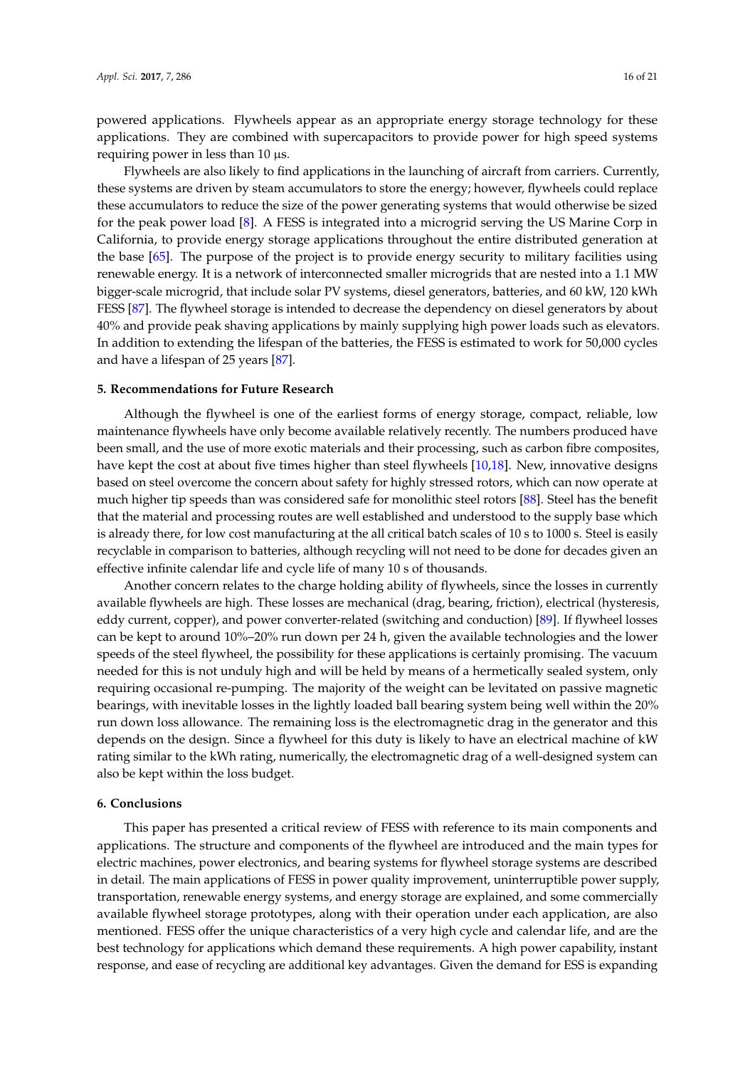powered applications. Flywheels appear as an appropriate energy storage technology for these applications. They are combined with supercapacitors to provide power for high speed systems requiring power in less than 10 µs.

Flywheels are also likely to find applications in the launching of aircraft from carriers. Currently, these systems are driven by steam accumulators to store the energy; however, flywheels could replace these accumulators to reduce the size of the power generating systems that would otherwise be sized for the peak power load [8]. A FESS is integrated into a microgrid serving the US Marine Corp in California, to provide energy storage applications throughout the entire distributed generation at the base [65]. The purpose of the project is to provide energy security to military facilities using renewable energy. It is a network of interconnected smaller microgrids that are nested into a 1.1 MW bigger-scale microgrid, that include solar PV systems, diesel generators, batteries, and 60 kW, 120 kWh FESS [87]. The flywheel storage is intended to decrease the dependency on diesel generators by about 40% and provide peak shaving applications by mainly supplying high power loads such as elevators. In addition to extending the lifespan of the batteries, the FESS is estimated to work for 50,000 cycles and have a lifespan of 25 years [87].

## 5. Recommendations for Future Research

Although the flywheel is one of the earliest forms of energy storage, compact, reliable, low maintenance flywheels have only become available relatively recently. The numbers produced have been small, and the use of more exotic materials and their processing, such as carbon fibre composites, have kept the cost at about five times higher than steel flywheels [10,18]. New, innovative designs based on steel overcome the concern about safety for highly stressed rotors, which can now operate at much higher tip speeds than was considered safe for monolithic steel rotors [88]. Steel has the benefit that the material and processing routes are well established and understood to the supply base which is already there, for low cost manufacturing at the all critical batch scales of 10 s to 1000 s. Steel is easily recyclable in comparison to batteries, although recycling will not need to be done for decades given an effective infinite calendar life and cycle life of many 10 s of thousands.

Another concern relates to the charge holding ability of flywheels, since the losses in currently available flywheels are high. These losses are mechanical (drag, bearing, friction), electrical (hysteresis, eddy current, copper), and power converter-related (switching and conduction) [89]. If flywheel losses can be kept to around 10%–20% run down per 24 h, given the available technologies and the lower speeds of the steel flywheel, the possibility for these applications is certainly promising. The vacuum needed for this is not unduly high and will be held by means of a hermetically sealed system, only requiring occasional re-pumping. The majority of the weight can be levitated on passive magnetic bearings, with inevitable losses in the lightly loaded ball bearing system being well within the 20% run down loss allowance. The remaining loss is the electromagnetic drag in the generator and this depends on the design. Since a flywheel for this duty is likely to have an electrical machine of kW rating similar to the kWh rating, numerically, the electromagnetic drag of a well-designed system can also be kept within the loss budget.

## 6. Conclusions

This paper has presented a critical review of FESS with reference to its main components and applications. The structure and components of the flywheel are introduced and the main types for electric machines, power electronics, and bearing systems for flywheel storage systems are described in detail. The main applications of FESS in power quality improvement, uninterruptible power supply, transportation, renewable energy systems, and energy storage are explained, and some commercially available flywheel storage prototypes, along with their operation under each application, are also mentioned. FESS offer the unique characteristics of a very high cycle and calendar life, and are the best technology for applications which demand these requirements. A high power capability, instant response, and ease of recycling are additional key advantages. Given the demand for ESS is expanding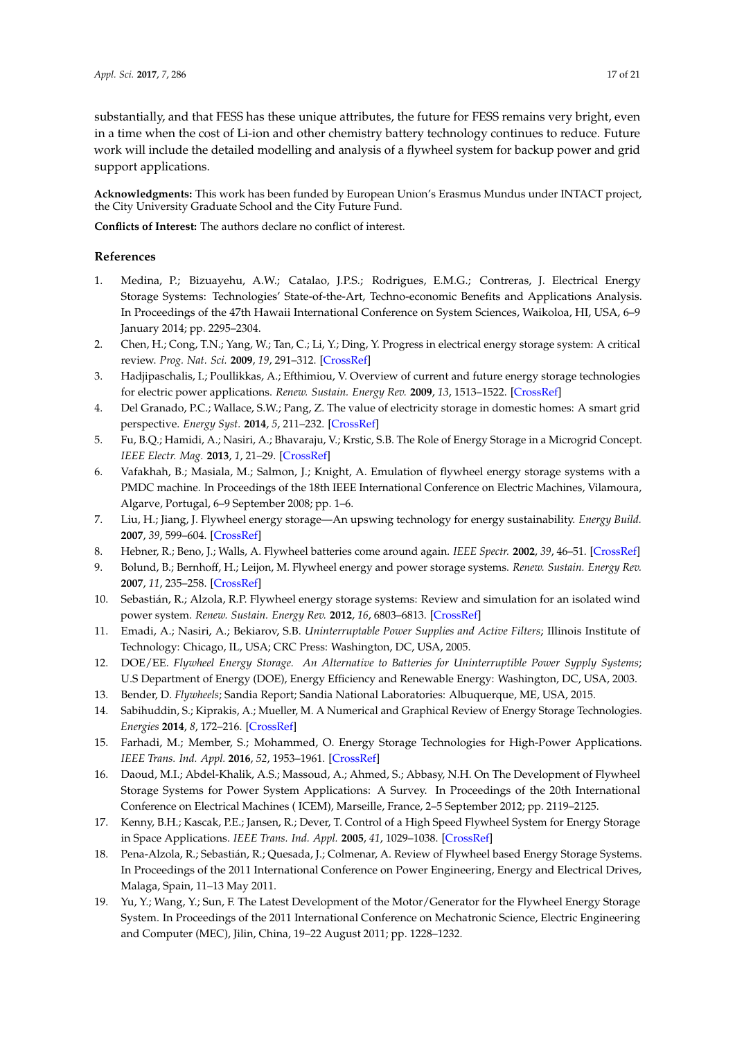substantially, and that FESS has these unique attributes, the future for FESS remains very bright, even in a time when the cost of Li-ion and other chemistry battery technology continues to reduce. Future work will include the detailed modelling and analysis of a flywheel system for backup power and grid support applications.

**Acknowledgments:** This work has been funded by European Union's Erasmus Mundus under INTACT project, the City University Graduate School and the City Future Fund.

**Conflicts of Interest:** The authors declare no conflict of interest.

## References

1. Medina, P.; Bizuayehu, A.W.; Catalao, J.P.S.; Rodrigues, E.M.G.; Contreras, J. Electrical Energy Storage Systems: Technologies' State-of-the-Art, Techno-economic Benefits and Applications Analysis. In Proceedings of the 47th Hawaii International Conference on System Sciences, Waikoloa, HI, USA, 6–9 January 2014; pp. 2295–2304.
2. Chen, H.; Cong, T.N.; Yang, W.; Tan, C.; Li, Y.; Ding, Y. Progress in electrical energy storage system: A critical review. *Prog. Nat. Sci.* **2009**, *19*, 291–312. [CrossRef]
3. Hadjipaschalis, I.; Poullikkas, A.; Efthimiou, V. Overview of current and future energy storage technologies for electric power applications. *Renew. Sustain. Energy Rev.* **2009**, *13*, 1513–1522. [CrossRef]
4. Del Granado, P.C.; Wallace, S.W.; Pang, Z. The value of electricity storage in domestic homes: A smart grid perspective. *Energy Syst.* **2014**, *5*, 211–232. [CrossRef]
5. Fu, B.Q.; Hamidi, A.; Nasiri, A.; Bhavaraju, V.; Krstic, S.B. The Role of Energy Storage in a Microgrid Concept. *IEEE Electr. Mag.* **2013**, *1*, 21–29. [CrossRef]
6. Vafakhah, B.; Masiala, M.; Salmon, J.; Knight, A. Emulation of flywheel energy storage systems with a PMDC machine. In Proceedings of the 18th IEEE International Conference on Electric Machines, Vilamoura, Algarve, Portugal, 6–9 September 2008; pp. 1–6.
7. Liu, H.; Jiang, J. Flywheel energy storage—An upswing technology for energy sustainability. *Energy Build.* **2007**, *39*, 599–604. [CrossRef]
8. Hebner, R.; Beno, J.; Walls, A. Flywheel batteries come around again. *IEEE Spectr.* **2002**, *39*, 46–51. [CrossRef]
9. Bolund, B.; Bernhoff, H.; Leijon, M. Flywheel energy and power storage systems. *Renew. Sustain. Energy Rev.* **2007**, *11*, 235–258. [CrossRef]
10. Sebastián, R.; Alzola, R.P. Flywheel energy storage systems: Review and simulation for an isolated wind power system. *Renew. Sustain. Energy Rev.* **2012**, *16*, 6803–6813. [CrossRef]
11. Emadi, A.; Nasiri, A.; Bekiarov, S.B. *Uninterruptable Power Supplies and Active Filters*; Illinois Institute of Technology: Chicago, IL, USA; CRC Press: Washington, DC, USA, 2005.
12. DOE/EE. *Flywheel Energy Storage. An Alternative to Batteries for Uninterruptible Power Sypply Systems*; U.S Department of Energy (DOE), Energy Efficiency and Renewable Energy: Washington, DC, USA, 2003.
13. Bender, D. *Flywheels*; Sandia Report; Sandia National Laboratories: Albuquerque, ME, USA, 2015.
14. Sabihuddin, S.; Kiprakis, A.; Mueller, M. A Numerical and Graphical Review of Energy Storage Technologies. *Energies* **2014**, *8*, 172–216. [CrossRef]
15. Farhadi, M.; Member, S.; Mohammed, O. Energy Storage Technologies for High-Power Applications. *IEEE Trans. Ind. Appl.* **2016**, *52*, 1953–1961. [CrossRef]
16. Daoud, M.I.; Abdel-Khalik, A.S.; Massoud, A.; Ahmed, S.; Abbasy, N.H. On The Development of Flywheel Storage Systems for Power System Applications: A Survey. In Proceedings of the 20th International Conference on Electrical Machines ( ICEM), Marseille, France, 2–5 September 2012; pp. 2119–2125.
17. Kenny, B.H.; Kascak, P.E.; Jansen, R.; Dever, T. Control of a High Speed Flywheel System for Energy Storage in Space Applications. *IEEE Trans. Ind. Appl.* **2005**, *41*, 1029–1038. [CrossRef]
18. Pena-Alzola, R.; Sebastián, R.; Quesada, J.; Colmenar, A. Review of Flywheel based Energy Storage Systems. In Proceedings of the 2011 International Conference on Power Engineering, Energy and Electrical Drives, Malaga, Spain, 11–13 May 2011.
19. Yu, Y.; Wang, Y.; Sun, F. The Latest Development of the Motor/Generator for the Flywheel Energy Storage System. In Proceedings of the 2011 International Conference on Mechatronic Science, Electric Engineering and Computer (MEC), Jilin, China, 19–22 August 2011; pp. 1228–1232.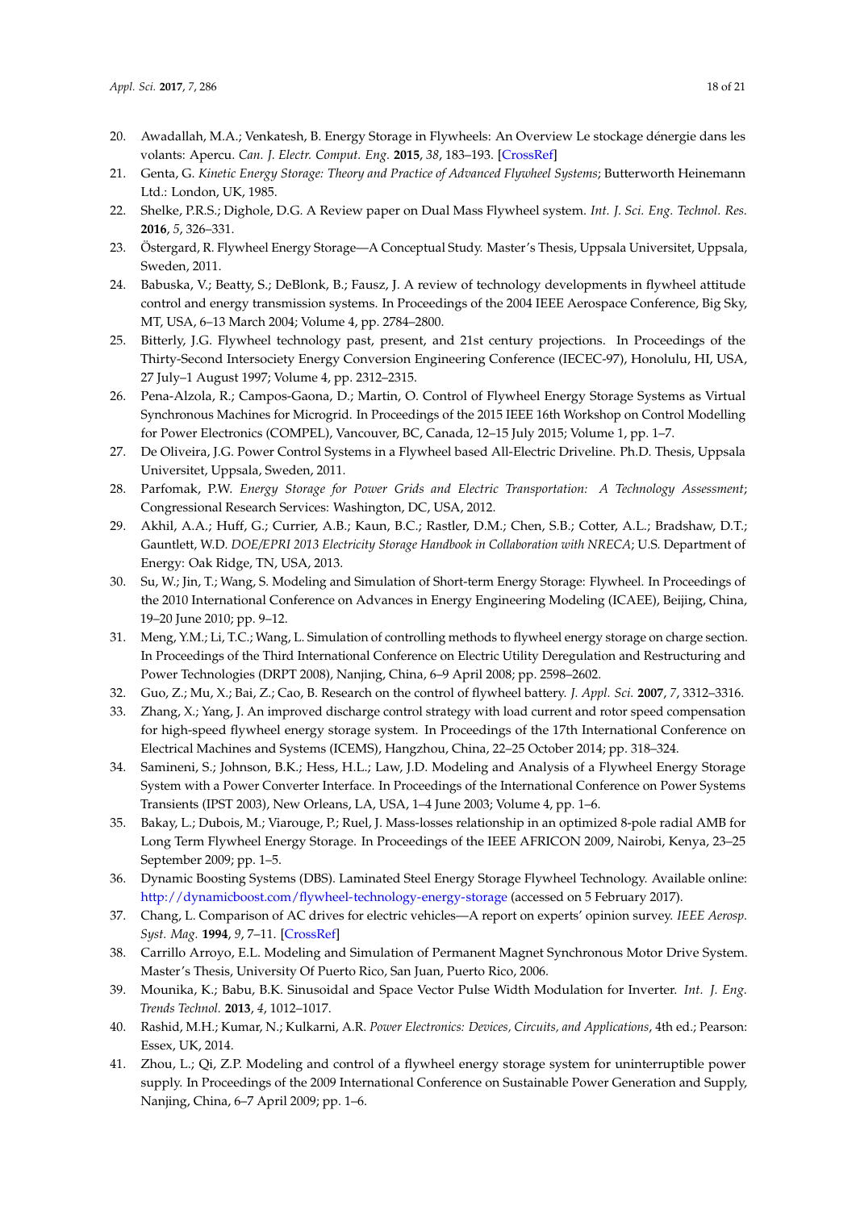20. Awadallah, M.A.; Venkatesh, B. Energy Storage in Flywheels: An Overview Le stockage dénergie dans les volants: Apercu. *Can. J. Electr. Comput. Eng.* **2015**, *38*, 183–193. [CrossRef]
21. Genta, G. *Kinetic Energy Storage: Theory and Practice of Advanced Flywheel Systems*; Butterworth Heinemann Ltd.: London, UK, 1985.
22. Shelke, P.R.S.; Dighole, D.G. A Review paper on Dual Mass Flywheel system. *Int. J. Sci. Eng. Technol. Res.* **2016**, *5*, 326–331.
23. Östergard, R. Flywheel Energy Storage—A Conceptual Study. Master's Thesis, Uppsala Universitet, Uppsala, Sweden, 2011.
24. Babuska, V.; Beatty, S.; DeBlonk, B.; Fausz, J. A review of technology developments in flywheel attitude control and energy transmission systems. In Proceedings of the 2004 IEEE Aerospace Conference, Big Sky, MT, USA, 6–13 March 2004; Volume 4, pp. 2784–2800.
25. Bitterly, J.G. Flywheel technology past, present, and 21st century projections. In Proceedings of the Thirty-Second Intersociety Energy Conversion Engineering Conference (IECEC-97), Honolulu, HI, USA, 27 July–1 August 1997; Volume 4, pp. 2312–2315.
26. Pena-Alzola, R.; Campos-Gaona, D.; Martin, O. Control of Flywheel Energy Storage Systems as Virtual Synchronous Machines for Microgrid. In Proceedings of the 2015 IEEE 16th Workshop on Control Modelling for Power Electronics (COMPEL), Vancouver, BC, Canada, 12–15 July 2015; Volume 1, pp. 1–7.
27. De Oliveira, J.G. Power Control Systems in a Flywheel based All-Electric Driveline. Ph.D. Thesis, Uppsala Universitet, Uppsala, Sweden, 2011.
28. Parfomak, P.W. *Energy Storage for Power Grids and Electric Transportation: A Technology Assessment*; Congressional Research Services: Washington, DC, USA, 2012.
29. Akhil, A.A.; Huff, G.; Currier, A.B.; Kaun, B.C.; Rastler, D.M.; Chen, S.B.; Cotter, A.L.; Bradshaw, D.T.; Gauntlett, W.D. *DOE/EPRI 2013 Electricity Storage Handbook in Collaboration with NRECA*; U.S. Department of Energy: Oak Ridge, TN, USA, 2013.
30. Su, W.; Jin, T.; Wang, S. Modeling and Simulation of Short-term Energy Storage: Flywheel. In Proceedings of the 2010 International Conference on Advances in Energy Engineering Modeling (ICAEE), Beijing, China, 19–20 June 2010; pp. 9–12.
31. Meng, Y.M.; Li, T.C.; Wang, L. Simulation of controlling methods to flywheel energy storage on charge section. In Proceedings of the Third International Conference on Electric Utility Deregulation and Restructuring and Power Technologies (DRPT 2008), Nanjing, China, 6–9 April 2008; pp. 2598–2602.
32. Guo, Z.; Mu, X.; Bai, Z.; Cao, B. Research on the control of flywheel battery. *J. Appl. Sci.* **2007**, *7*, 3312–3316.
33. Zhang, X.; Yang, J. An improved discharge control strategy with load current and rotor speed compensation for high-speed flywheel energy storage system. In Proceedings of the 17th International Conference on Electrical Machines and Systems (ICEMS), Hangzhou, China, 22–25 October 2014; pp. 318–324.
34. Samineni, S.; Johnson, B.K.; Hess, H.L.; Law, J.D. Modeling and Analysis of a Flywheel Energy Storage System with a Power Converter Interface. In Proceedings of the International Conference on Power Systems Transients (IPST 2003), New Orleans, LA, USA, 1–4 June 2003; Volume 4, pp. 1–6.
35. Bakay, L.; Dubois, M.; Viarouge, P.; Ruel, J. Mass-losses relationship in an optimized 8-pole radial AMB for Long Term Flywheel Energy Storage. In Proceedings of the IEEE AFRICON 2009, Nairobi, Kenya, 23–25 September 2009; pp. 1–5.
36. Dynamic Boosting Systems (DBS). Laminated Steel Energy Storage Flywheel Technology. Available online: http://dynamicboost.com/flywheel-technology-energy-storage (accessed on 5 February 2017).
37. Chang, L. Comparison of AC drives for electric vehicles—A report on experts' opinion survey. *IEEE Aerosp. Syst. Mag.* **1994**, *9*, 7–11. [CrossRef]
38. Carrillo Arroyo, E.L. Modeling and Simulation of Permanent Magnet Synchronous Motor Drive System. Master's Thesis, University Of Puerto Rico, San Juan, Puerto Rico, 2006.
39. Mounika, K.; Babu, B.K. Sinusoidal and Space Vector Pulse Width Modulation for Inverter. *Int. J. Eng. Trends Technol.* **2013**, *4*, 1012–1017.
40. Rashid, M.H.; Kumar, N.; Kulkarni, A.R. *Power Electronics: Devices, Circuits, and Applications*, 4th ed.; Pearson: Essex, UK, 2014.
41. Zhou, L.; Qi, Z.P. Modeling and control of a flywheel energy storage system for uninterruptible power supply. In Proceedings of the 2009 International Conference on Sustainable Power Generation and Supply, Nanjing, China, 6–7 April 2009; pp. 1–6.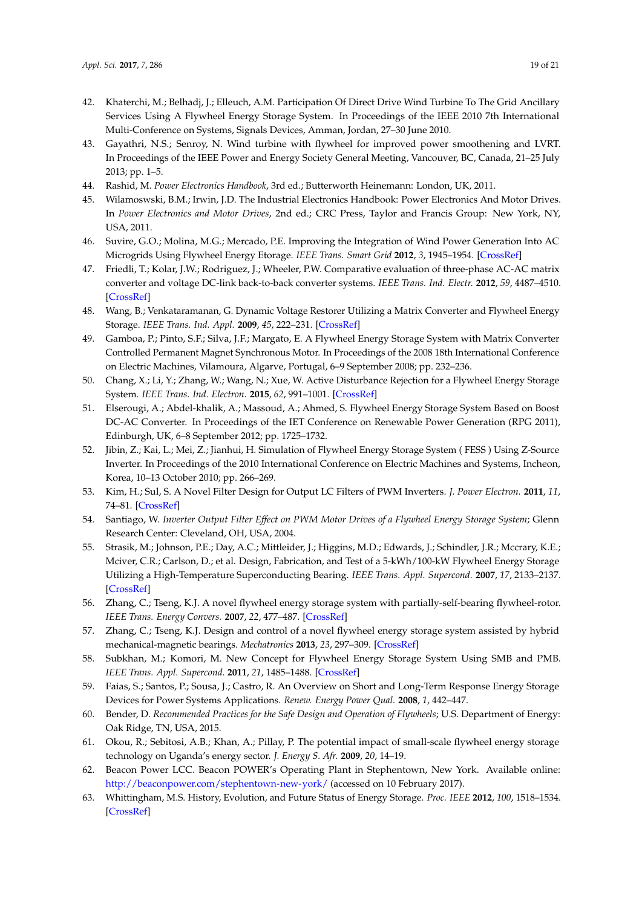42. Khaterchi, M.; Belhadj, J.; Elleuch, A.M. Participation Of Direct Drive Wind Turbine To The Grid Ancillary Services Using A Flywheel Energy Storage System. In Proceedings of the IEEE 2010 7th International Multi-Conference on Systems, Signals Devices, Amman, Jordan, 27–30 June 2010.
43. Gayathri, N.S.; Senroy, N. Wind turbine with flywheel for improved power smoothening and LVRT. In Proceedings of the IEEE Power and Energy Society General Meeting, Vancouver, BC, Canada, 21–25 July 2013; pp. 1–5.
44. Rashid, M. *Power Electronics Handbook*, 3rd ed.; Butterworth Heinemann: London, UK, 2011.
45. Wilamoswski, B.M.; Irwin, J.D. The Industrial Electronics Handbook: Power Electronics And Motor Drives. In *Power Electronics and Motor Drives*, 2nd ed.; CRC Press, Taylor and Francis Group: New York, NY, USA, 2011.
46. Suvire, G.O.; Molina, M.G.; Mercado, P.E. Improving the Integration of Wind Power Generation Into AC Microgrids Using Flywheel Energy Etorage. *IEEE Trans. Smart Grid* **2012**, *3*, 1945–1954. [CrossRef]
47. Friedli, T.; Kolar, J.W.; Rodriguez, J.; Wheeler, P.W. Comparative evaluation of three-phase AC-AC matrix converter and voltage DC-link back-to-back converter systems. *IEEE Trans. Ind. Electr.* **2012**, *59*, 4487–4510. [CrossRef]
48. Wang, B.; Venkataramanan, G. Dynamic Voltage Restorer Utilizing a Matrix Converter and Flywheel Energy Storage. *IEEE Trans. Ind. Appl.* **2009**, *45*, 222–231. [CrossRef]
49. Gamboa, P.; Pinto, S.F.; Silva, J.F.; Margato, E. A Flywheel Energy Storage System with Matrix Converter Controlled Permanent Magnet Synchronous Motor. In Proceedings of the 2008 18th International Conference on Electric Machines, Vilamoura, Algarve, Portugal, 6–9 September 2008; pp. 232–236.
50. Chang, X.; Li, Y.; Zhang, W.; Wang, N.; Xue, W. Active Disturbance Rejection for a Flywheel Energy Storage System. *IEEE Trans. Ind. Electron.* **2015**, *62*, 991–1001. [CrossRef]
51. Elserougi, A.; Abdel-khalik, A.; Massoud, A.; Ahmed, S. Flywheel Energy Storage System Based on Boost DC-AC Converter. In Proceedings of the IET Conference on Renewable Power Generation (RPG 2011), Edinburgh, UK, 6–8 September 2012; pp. 1725–1732.
52. Jibin, Z.; Kai, L.; Mei, Z.; Jianhui, H. Simulation of Flywheel Energy Storage System ( FESS ) Using Z-Source Inverter. In Proceedings of the 2010 International Conference on Electric Machines and Systems, Incheon, Korea, 10–13 October 2010; pp. 266–269.
53. Kim, H.; Sul, S. A Novel Filter Design for Output LC Filters of PWM Inverters. *J. Power Electron.* **2011**, *11*, 74–81. [CrossRef]
54. Santiago, W. *Inverter Output Filter Effect on PWM Motor Drives of a Flywheel Energy Storage System*; Glenn Research Center: Cleveland, OH, USA, 2004.
55. Strasik, M.; Johnson, P.E.; Day, A.C.; Mittleider, J.; Higgins, M.D.; Edwards, J.; Schindler, J.R.; Mccrary, K.E.; Mciver, C.R.; Carlson, D.; et al. Design, Fabrication, and Test of a 5-kWh/100-kW Flywheel Energy Storage Utilizing a High-Temperature Superconducting Bearing. *IEEE Trans. Appl. Supercond.* **2007**, *17*, 2133–2137. [CrossRef]
56. Zhang, C.; Tseng, K.J. A novel flywheel energy storage system with partially-self-bearing flywheel-rotor. *IEEE Trans. Energy Convers.* **2007**, *22*, 477–487. [CrossRef]
57. Zhang, C.; Tseng, K.J. Design and control of a novel flywheel energy storage system assisted by hybrid mechanical-magnetic bearings. *Mechatronics* **2013**, *23*, 297–309. [CrossRef]
58. Subkhan, M.; Komori, M. New Concept for Flywheel Energy Storage System Using SMB and PMB. *IEEE Trans. Appl. Supercond.* **2011**, *21*, 1485–1488. [CrossRef]
59. Faias, S.; Santos, P.; Sousa, J.; Castro, R. An Overview on Short and Long-Term Response Energy Storage Devices for Power Systems Applications. *Renew. Energy Power Qual.* **2008**, *1*, 442–447.
60. Bender, D. *Recommended Practices for the Safe Design and Operation of Flywheels*; U.S. Department of Energy: Oak Ridge, TN, USA, 2015.
61. Okou, R.; Sebitosi, A.B.; Khan, A.; Pillay, P. The potential impact of small-scale flywheel energy storage technology on Uganda's energy sector. *J. Energy S. Afr.* **2009**, *20*, 14–19.
62. Beacon Power LCC. Beacon POWER's Operating Plant in Stephentown, New York. Available online: http://beaconpower.com/stephentown-new-york/ (accessed on 10 February 2017).
63. Whittingham, M.S. History, Evolution, and Future Status of Energy Storage. *Proc. IEEE* **2012**, *100*, 1518–1534. [CrossRef]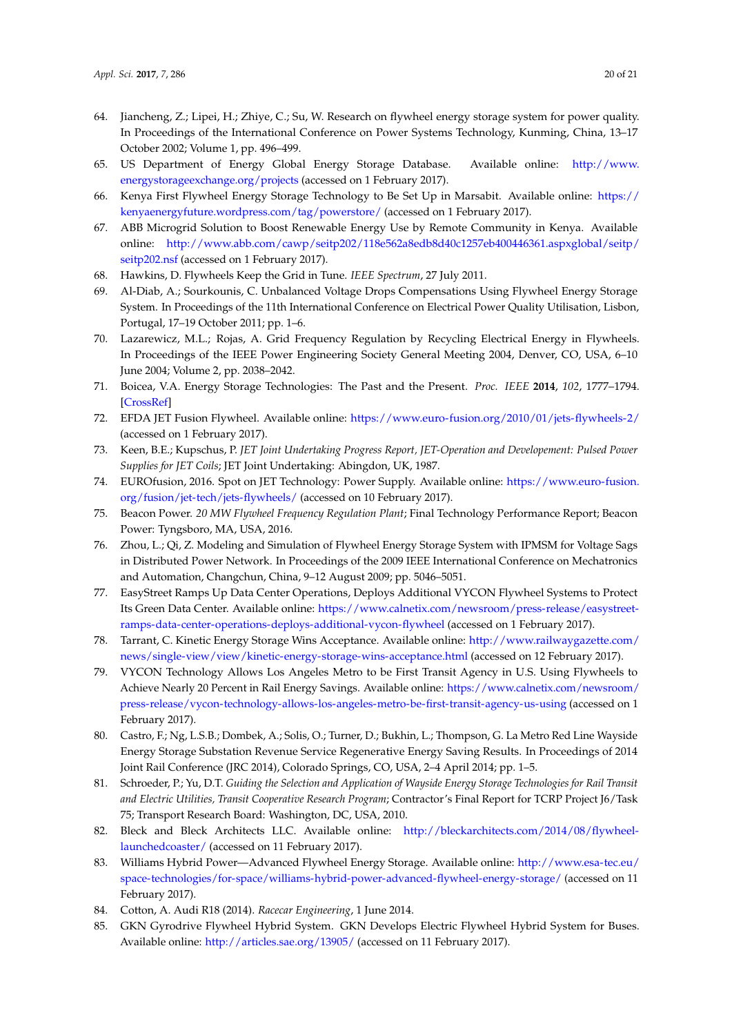64. Jiancheng, Z.; Lipei, H.; Zhiye, C.; Su, W. Research on flywheel energy storage system for power quality. In Proceedings of the International Conference on Power Systems Technology, Kunming, China, 13–17 October 2002; Volume 1, pp. 496–499.
65. US Department of Energy Global Energy Storage Database. Available online: http://www.energystorageexchange.org/projects (accessed on 1 February 2017).
66. Kenya First Flywheel Energy Storage Technology to Be Set Up in Marsabit. Available online: https://kenyaenergyfuture.wordpress.com/tag/powerstore/ (accessed on 1 February 2017).
67. ABB Microgrid Solution to Boost Renewable Energy Use by Remote Community in Kenya. Available online: http://www.abb.com/cawp/seitp202/118e562a8edb8d40c1257eb400446361.aspxglobal/seitp/seitp202.nsf (accessed on 1 February 2017).
68. Hawkins, D. Flywheels Keep the Grid in Tune. *IEEE Spectrum*, 27 July 2011.
69. Al-Diab, A.; Sourkounis, C. Unbalanced Voltage Drops Compensations Using Flywheel Energy Storage System. In Proceedings of the 11th International Conference on Electrical Power Quality Utilisation, Lisbon, Portugal, 17–19 October 2011; pp. 1–6.
70. Lazarewicz, M.L.; Rojas, A. Grid Frequency Regulation by Recycling Electrical Energy in Flywheels. In Proceedings of the IEEE Power Engineering Society General Meeting 2004, Denver, CO, USA, 6–10 June 2004; Volume 2, pp. 2038–2042.
71. Boicea, V.A. Energy Storage Technologies: The Past and the Present. *Proc. IEEE* **2014**, *102*, 1777–1794. [CrossRef]
72. EFDA JET Fusion Flywheel. Available online: https://www.euro-fusion.org/2010/01/jets-flywheels-2/ (accessed on 1 February 2017).
73. Keen, B.E.; Kupschus, P. *JET Joint Undertaking Progress Report, JET-Operation and Developement: Pulsed Power Supplies for JET Coils*; JET Joint Undertaking: Abingdon, UK, 1987.
74. EUROfusion, 2016. Spot on JET Technology: Power Supply. Available online: https://www.euro-fusion.org/fusion/jet-tech/jets-flywheels/ (accessed on 10 February 2017).
75. Beacon Power. *20 MW Flywheel Frequency Regulation Plant*; Final Technology Performance Report; Beacon Power: Tyngsboro, MA, USA, 2016.
76. Zhou, L.; Qi, Z. Modeling and Simulation of Flywheel Energy Storage System with IPMSM for Voltage Sags in Distributed Power Network. In Proceedings of the 2009 IEEE International Conference on Mechatronics and Automation, Changchun, China, 9–12 August 2009; pp. 5046–5051.
77. EasyStreet Ramps Up Data Center Operations, Deploys Additional VYCON Flywheel Systems to Protect Its Green Data Center. Available online: https://www.calnetix.com/newsroom/press-release/easystreet-ramps-data-center-operations-deploys-additional-vycon-flywheel (accessed on 1 February 2017).
78. Tarrant, C. Kinetic Energy Storage Wins Acceptance. Available online: http://www.railwaygazette.com/news/single-view/view/kinetic-energy-storage-wins-acceptance.html (accessed on 12 February 2017).
79. VYCON Technology Allows Los Angeles Metro to be First Transit Agency in U.S. Using Flywheels to Achieve Nearly 20 Percent in Rail Energy Savings. Available online: https://www.calnetix.com/newsroom/press-release/vycon-technology-allows-los-angeles-metro-be-first-transit-agency-us-using (accessed on 1 February 2017).
80. Castro, F.; Ng, L.S.B.; Dombek, A.; Solis, O.; Turner, D.; Bukhin, L.; Thompson, G. La Metro Red Line Wayside Energy Storage Substation Revenue Service Regenerative Energy Saving Results. In Proceedings of 2014 Joint Rail Conference (JRC 2014), Colorado Springs, CO, USA, 2–4 April 2014; pp. 1–5.
81. Schroeder, P.; Yu, D.T. *Guiding the Selection and Application of Wayside Energy Storage Technologies for Rail Transit and Electric Utilities, Transit Cooperative Research Program*; Contractor's Final Report for TCRP Project J6/Task 75; Transport Research Board: Washington, DC, USA, 2010.
82. Bleck and Bleck Architects LLC. Available online: http://bleckarchitects.com/2014/08/flywheel-launchedcoaster/ (accessed on 11 February 2017).
83. Williams Hybrid Power—Advanced Flywheel Energy Storage. Available online: http://www.esa-tec.eu/space-technologies/for-space/williams-hybrid-power-advanced-flywheel-energy-storage/ (accessed on 11 February 2017).
84. Cotton, A. Audi R18 (2014). *Racecar Engineering*, 1 June 2014.
85. GKN Gyrodrive Flywheel Hybrid System. GKN Develops Electric Flywheel Hybrid System for Buses. Available online: http://articles.sae.org/13905/ (accessed on 11 February 2017).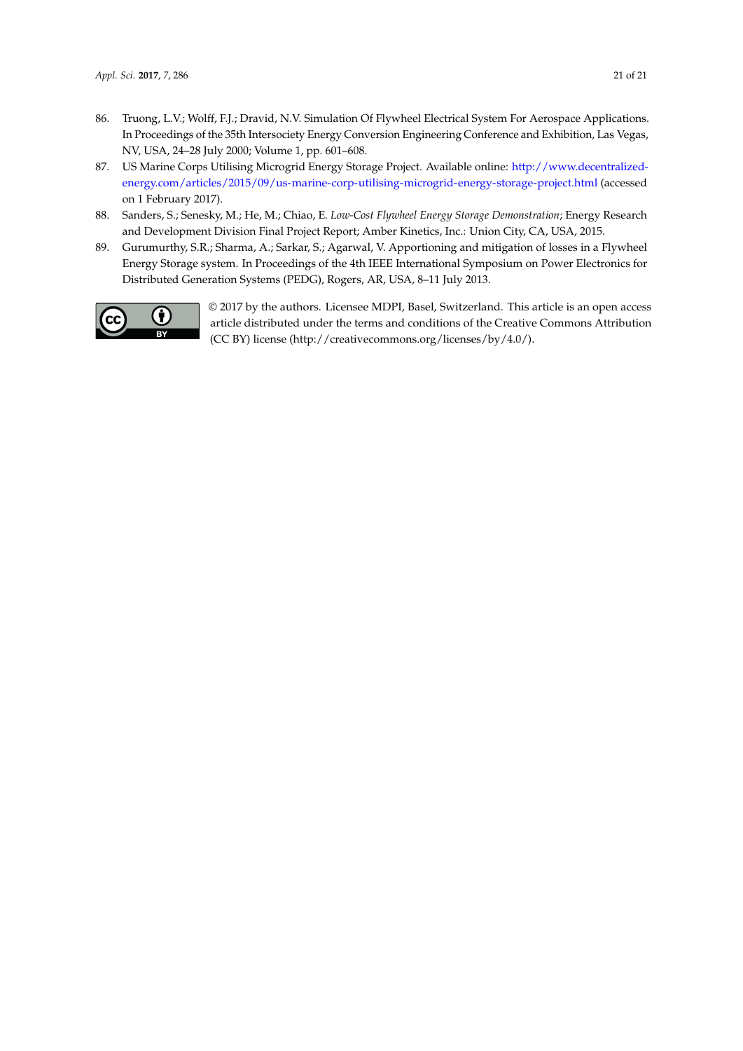86. Truong, L.V.; Wolff, F.J.; Dravid, N.V. Simulation Of Flywheel Electrical System For Aerospace Applications. In Proceedings of the 35th Intersociety Energy Conversion Engineering Conference and Exhibition, Las Vegas, NV, USA, 24–28 July 2000; Volume 1, pp. 601–608.
87. US Marine Corps Utilising Microgrid Energy Storage Project. Available online: http://www.decentralized-energy.com/articles/2015/09/us-marine-corp-utilising-microgrid-energy-storage-project.html (accessed on 1 February 2017).
88. Sanders, S.; Senesky, M.; He, M.; Chiao, E. *Low-Cost Flywheel Energy Storage Demonstration*; Energy Research and Development Division Final Project Report; Amber Kinetics, Inc.: Union City, CA, USA, 2015.
89. Gurumurthy, S.R.; Sharma, A.; Sarkar, S.; Agarwal, V. Apportioning and mitigation of losses in a Flywheel Energy Storage system. In Proceedings of the 4th IEEE International Symposium on Power Electronics for Distributed Generation Systems (PEDG), Rogers, AR, USA, 8–11 July 2013.

© 2017 by the authors. Licensee MDPI, Basel, Switzerland. This article is an open access article distributed under the terms and conditions of the Creative Commons Attribution (CC BY) license (http://creativecommons.org/licenses/by/4.0/).